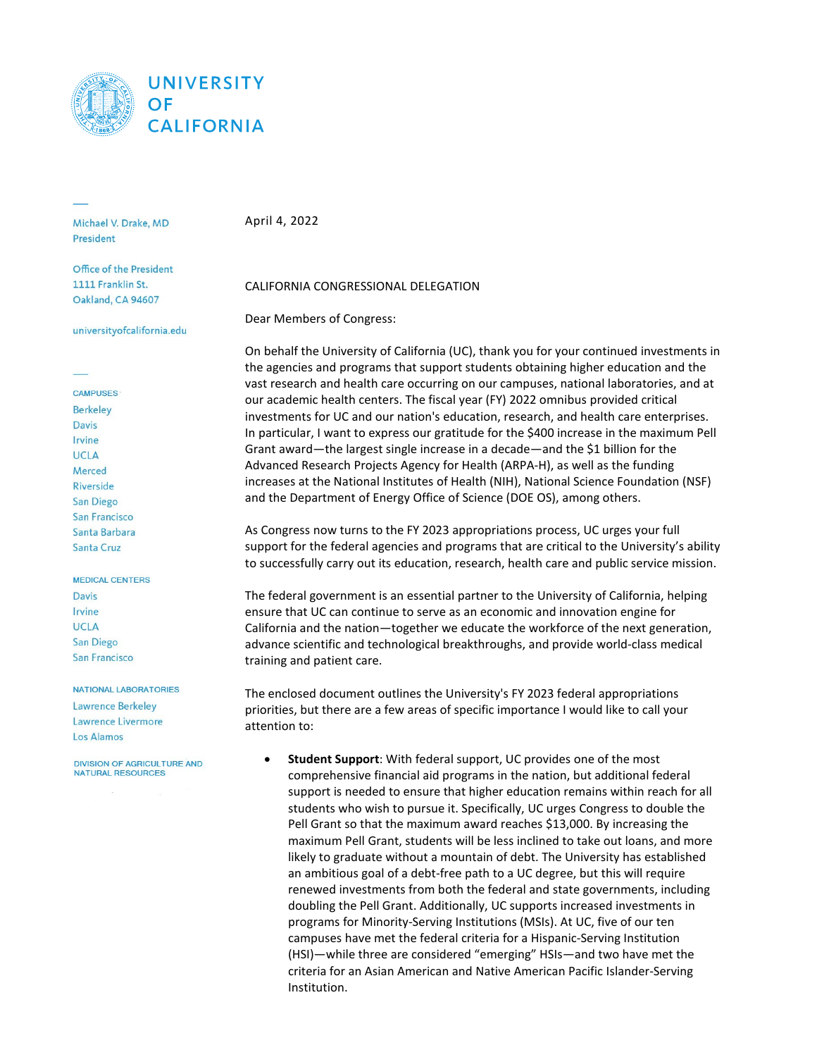# UNIVERSITY OF CALIFORNIA

Michael V. Drake, MD
President

Office of the President
1111 Franklin St.
Oakland, CA 94607

universityofcalifornia.edu

CAMPUSES
Berkeley
Davis
Irvine
UCLA
Merced
Riverside
San Diego
San Francisco
Santa Barbara
Santa Cruz

MEDICAL CENTERS
Davis
Irvine
UCLA
San Diego
San Francisco

NATIONAL LABORATORIES
Lawrence Berkeley
Lawrence Livermore
Los Alamos

DIVISION OF AGRICULTURE AND NATURAL RESOURCES

April 4, 2022

CALIFORNIA CONGRESSIONAL DELEGATION

Dear Members of Congress:

On behalf the University of California (UC), thank you for your continued investments in the agencies and programs that support students obtaining higher education and the vast research and health care occurring on our campuses, national laboratories, and at our academic health centers. The fiscal year (FY) 2022 omnibus provided critical investments for UC and our nation's education, research, and health care enterprises. In particular, I want to express our gratitude for the $400 increase in the maximum Pell Grant award—the largest single increase in a decade—and the $1 billion for the Advanced Research Projects Agency for Health (ARPA-H), as well as the funding increases at the National Institutes of Health (NIH), National Science Foundation (NSF) and the Department of Energy Office of Science (DOE OS), among others.

As Congress now turns to the FY 2023 appropriations process, UC urges your full support for the federal agencies and programs that are critical to the University's ability to successfully carry out its education, research, health care and public service mission.

The federal government is an essential partner to the University of California, helping ensure that UC can continue to serve as an economic and innovation engine for California and the nation—together we educate the workforce of the next generation, advance scientific and technological breakthroughs, and provide world-class medical training and patient care.

The enclosed document outlines the University's FY 2023 federal appropriations priorities, but there are a few areas of specific importance I would like to call your attention to:

- **Student Support**: With federal support, UC provides one of the most comprehensive financial aid programs in the nation, but additional federal support is needed to ensure that higher education remains within reach for all students who wish to pursue it. Specifically, UC urges Congress to double the Pell Grant so that the maximum award reaches $13,000. By increasing the maximum Pell Grant, students will be less inclined to take out loans, and more likely to graduate without a mountain of debt. The University has established an ambitious goal of a debt-free path to a UC degree, but this will require renewed investments from both the federal and state governments, including doubling the Pell Grant. Additionally, UC supports increased investments in programs for Minority-Serving Institutions (MSIs). At UC, five of our ten campuses have met the federal criteria for a Hispanic-Serving Institution (HSI)—while three are considered "emerging" HSIs—and two have met the criteria for an Asian American and Native American Pacific Islander-Serving Institution.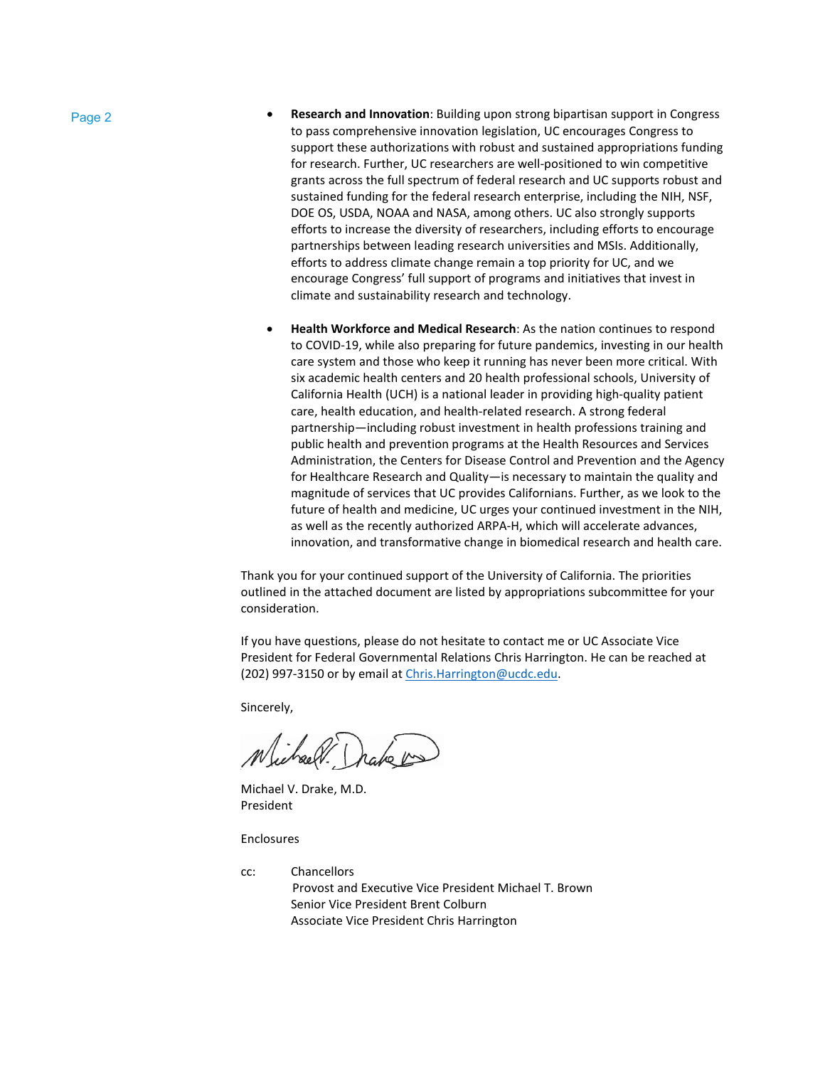- **Research and Innovation**: Building upon strong bipartisan support in Congress to pass comprehensive innovation legislation, UC encourages Congress to support these authorizations with robust and sustained appropriations funding for research. Further, UC researchers are well-positioned to win competitive grants across the full spectrum of federal research and UC supports robust and sustained funding for the federal research enterprise, including the NIH, NSF, DOE OS, USDA, NOAA and NASA, among others. UC also strongly supports efforts to increase the diversity of researchers, including efforts to encourage partnerships between leading research universities and MSIs. Additionally, efforts to address climate change remain a top priority for UC, and we encourage Congress' full support of programs and initiatives that invest in climate and sustainability research and technology.

- **Health Workforce and Medical Research**: As the nation continues to respond to COVID-19, while also preparing for future pandemics, investing in our health care system and those who keep it running has never been more critical. With six academic health centers and 20 health professional schools, University of California Health (UCH) is a national leader in providing high-quality patient care, health education, and health-related research. A strong federal partnership—including robust investment in health professions training and public health and prevention programs at the Health Resources and Services Administration, the Centers for Disease Control and Prevention and the Agency for Healthcare Research and Quality—is necessary to maintain the quality and magnitude of services that UC provides Californians. Further, as we look to the future of health and medicine, UC urges your continued investment in the NIH, as well as the recently authorized ARPA-H, which will accelerate advances, innovation, and transformative change in biomedical research and health care.

Thank you for your continued support of the University of California. The priorities outlined in the attached document are listed by appropriations subcommittee for your consideration.

If you have questions, please do not hesitate to contact me or UC Associate Vice President for Federal Governmental Relations Chris Harrington. He can be reached at (202) 997-3150 or by email at Chris.Harrington@ucdc.edu.

Sincerely,

Michael V. Drake, M.D.
President

Enclosures

cc: Chancellors
Provost and Executive Vice President Michael T. Brown
Senior Vice President Brent Colburn
Associate Vice President Chris Harrington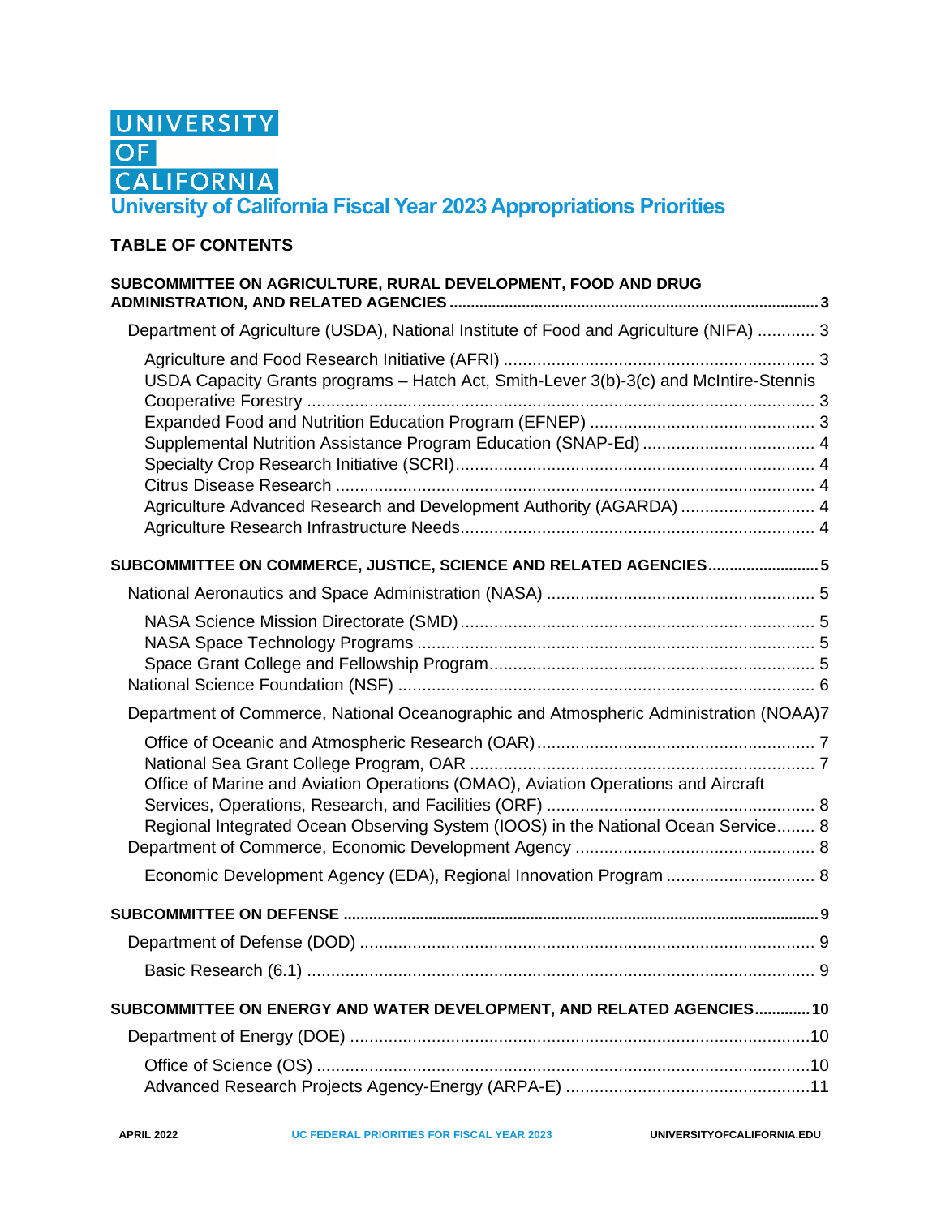UNIVERSITY OF CALIFORNIA

# University of California Fiscal Year 2023 Appropriations Priorities

## TABLE OF CONTENTS

**SUBCOMMITTEE ON AGRICULTURE, RURAL DEVELOPMENT, FOOD AND DRUG ADMINISTRATION, AND RELATED AGENCIES ........ 3**

- Department of Agriculture (USDA), National Institute of Food and Agriculture (NIFA) ........ 3
  - Agriculture and Food Research Initiative (AFRI) ........ 3
  - USDA Capacity Grants programs – Hatch Act, Smith-Lever 3(b)-3(c) and McIntire-Stennis Cooperative Forestry ........ 3
  - Expanded Food and Nutrition Education Program (EFNEP) ........ 3
  - Supplemental Nutrition Assistance Program Education (SNAP-Ed) ........ 4
  - Specialty Crop Research Initiative (SCRI) ........ 4
  - Citrus Disease Research ........ 4
  - Agriculture Advanced Research and Development Authority (AGARDA) ........ 4
  - Agriculture Research Infrastructure Needs ........ 4

**SUBCOMMITTEE ON COMMERCE, JUSTICE, SCIENCE AND RELATED AGENCIES ........ 5**

- National Aeronautics and Space Administration (NASA) ........ 5
  - NASA Science Mission Directorate (SMD) ........ 5
  - NASA Space Technology Programs ........ 5
  - Space Grant College and Fellowship Program ........ 5
- National Science Foundation (NSF) ........ 6
- Department of Commerce, National Oceanographic and Atmospheric Administration (NOAA) ........ 7
  - Office of Oceanic and Atmospheric Research (OAR) ........ 7
  - National Sea Grant College Program, OAR ........ 7
  - Office of Marine and Aviation Operations (OMAO), Aviation Operations and Aircraft Services, Operations, Research, and Facilities (ORF) ........ 8
  - Regional Integrated Ocean Observing System (IOOS) in the National Ocean Service ........ 8
- Department of Commerce, Economic Development Agency ........ 8
  - Economic Development Agency (EDA), Regional Innovation Program ........ 8

**SUBCOMMITTEE ON DEFENSE ........ 9**

- Department of Defense (DOD) ........ 9
  - Basic Research (6.1) ........ 9

**SUBCOMMITTEE ON ENERGY AND WATER DEVELOPMENT, AND RELATED AGENCIES ........ 10**

- Department of Energy (DOE) ........ 10
  - Office of Science (OS) ........ 10
  - Advanced Research Projects Agency-Energy (ARPA-E) ........ 11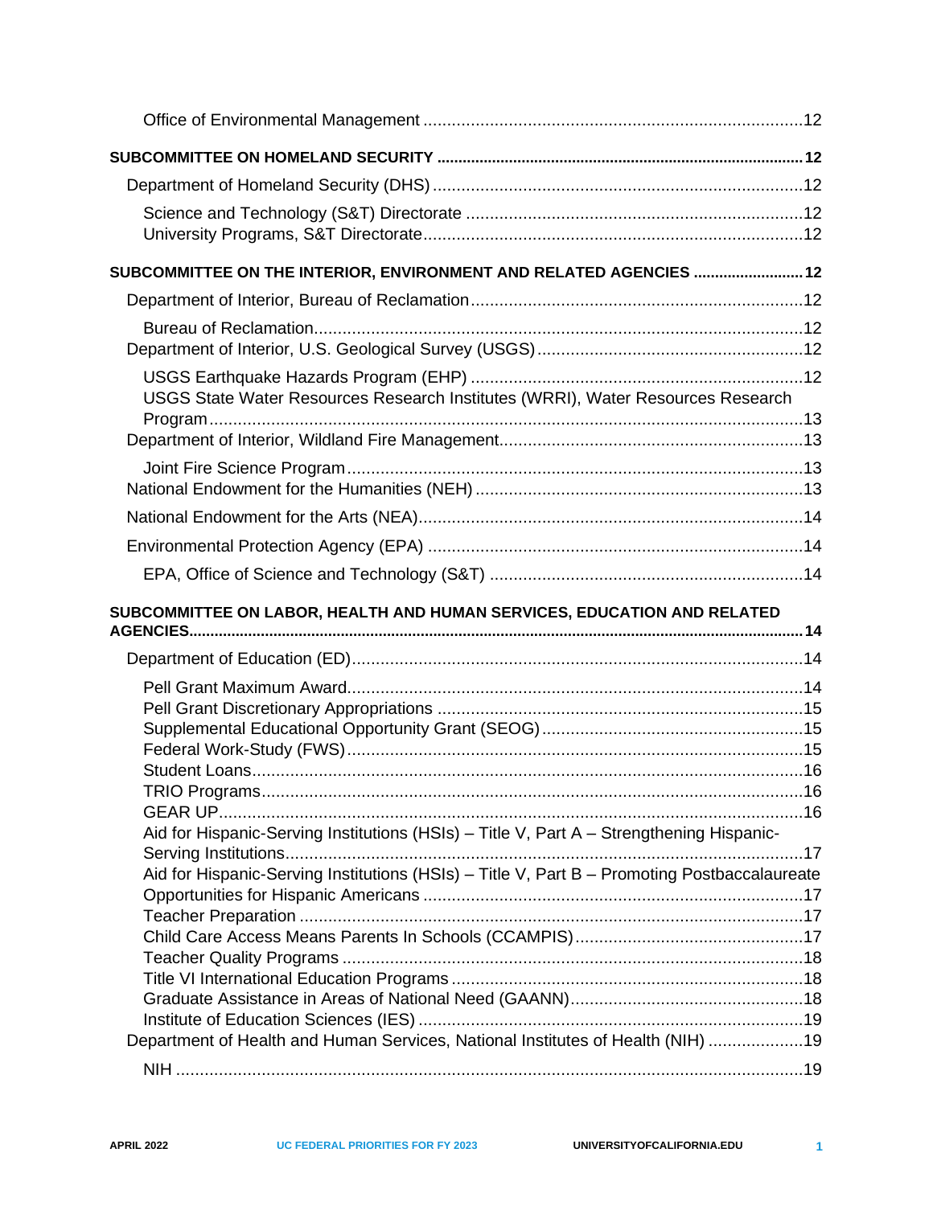Office of Environmental Management ....................................................................................12

**SUBCOMMITTEE ON HOMELAND SECURITY** ..................................................................................... 12

Department of Homeland Security (DHS) ..............................................................................12

Science and Technology (S&T) Directorate .......................................................................12
University Programs, S&T Directorate...............................................................................12

**SUBCOMMITTEE ON THE INTERIOR, ENVIRONMENT AND RELATED AGENCIES** .......................... 12

Department of Interior, Bureau of Reclamation......................................................................12

Bureau of Reclamation......................................................................................................12
Department of Interior, U.S. Geological Survey (USGS) ........................................................12

USGS Earthquake Hazards Program (EHP) ......................................................................12
USGS State Water Resources Research Institutes (WRRI), Water Resources Research Program..............................................................................................................................13
Department of Interior, Wildland Fire Management................................................................13

Joint Fire Science Program................................................................................................13
National Endowment for the Humanities (NEH) .....................................................................13

National Endowment for the Arts (NEA).................................................................................14

Environmental Protection Agency (EPA) ...............................................................................14

EPA, Office of Science and Technology (S&T) .................................................................14

**SUBCOMMITTEE ON LABOR, HEALTH AND HUMAN SERVICES, EDUCATION AND RELATED AGENCIES**.................................................................................................................................... 14

Department of Education (ED)...............................................................................................14

Pell Grant Maximum Award...............................................................................................14
Pell Grant Discretionary Appropriations ............................................................................15
Supplemental Educational Opportunity Grant (SEOG).......................................................15
Federal Work-Study (FWS)................................................................................................15
Student Loans....................................................................................................................16
TRIO Programs..................................................................................................................16
GEAR UP...........................................................................................................................16
Aid for Hispanic-Serving Institutions (HSIs) – Title V, Part A – Strengthening Hispanic-Serving Institutions............................................................................................................17
Aid for Hispanic-Serving Institutions (HSIs) – Title V, Part B – Promoting Postbaccalaureate Opportunities for Hispanic Americans ................................................................................17
Teacher Preparation ..........................................................................................................17
Child Care Access Means Parents In Schools (CCAMPIS).................................................17
Teacher Quality Programs .................................................................................................18
Title VI International Education Programs ..........................................................................18
Graduate Assistance in Areas of National Need (GAANN).................................................18
Institute of Education Sciences (IES) .................................................................................19
Department of Health and Human Services, National Institutes of Health (NIH) ....................19

NIH ....................................................................................................................................19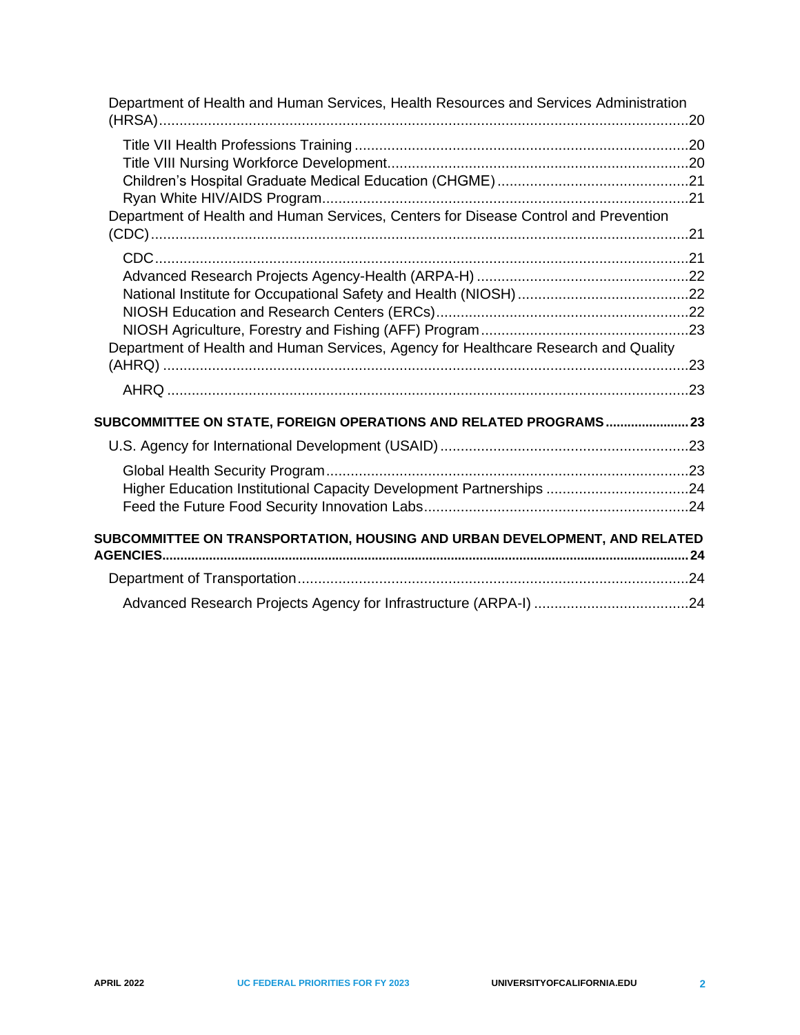Department of Health and Human Services, Health Resources and Services Administration (HRSA) ... 20

- Title VII Health Professions Training ... 20
- Title VIII Nursing Workforce Development ... 20
- Children's Hospital Graduate Medical Education (CHGME) ... 21
- Ryan White HIV/AIDS Program ... 21

Department of Health and Human Services, Centers for Disease Control and Prevention (CDC) ... 21

- CDC ... 21
- Advanced Research Projects Agency-Health (ARPA-H) ... 22
- National Institute for Occupational Safety and Health (NIOSH) ... 22
- NIOSH Education and Research Centers (ERCs) ... 22
- NIOSH Agriculture, Forestry and Fishing (AFF) Program ... 23

Department of Health and Human Services, Agency for Healthcare Research and Quality (AHRQ) ... 23

- AHRQ ... 23

**SUBCOMMITTEE ON STATE, FOREIGN OPERATIONS AND RELATED PROGRAMS ... 23**

U.S. Agency for International Development (USAID) ... 23

- Global Health Security Program ... 23
- Higher Education Institutional Capacity Development Partnerships ... 24
- Feed the Future Food Security Innovation Labs ... 24

**SUBCOMMITTEE ON TRANSPORTATION, HOUSING AND URBAN DEVELOPMENT, AND RELATED AGENCIES ... 24**

Department of Transportation ... 24

- Advanced Research Projects Agency for Infrastructure (ARPA-I) ... 24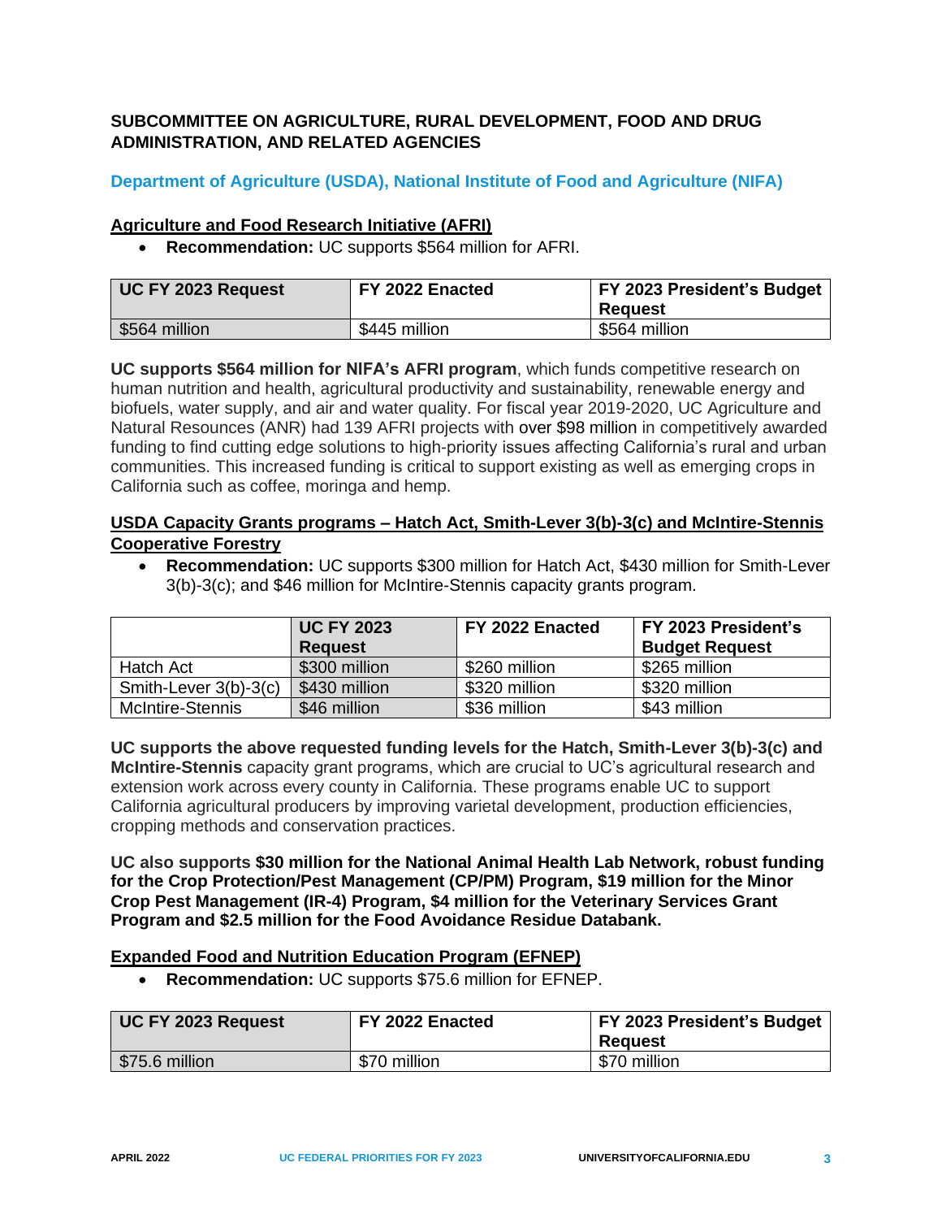## SUBCOMMITTEE ON AGRICULTURE, RURAL DEVELOPMENT, FOOD AND DRUG ADMINISTRATION, AND RELATED AGENCIES

### Department of Agriculture (USDA), National Institute of Food and Agriculture (NIFA)

**Agriculture and Food Research Initiative (AFRI)**

- **Recommendation:** UC supports $564 million for AFRI.

| UC FY 2023 Request | FY 2022 Enacted | FY 2023 President's Budget Request |
|---|---|---|
| $564 million | $445 million | $564 million |

**UC supports $564 million for NIFA's AFRI program**, which funds competitive research on human nutrition and health, agricultural productivity and sustainability, renewable energy and biofuels, water supply, and air and water quality. For fiscal year 2019-2020, UC Agriculture and Natural Resources (ANR) had 139 AFRI projects with over $98 million in competitively awarded funding to find cutting edge solutions to high-priority issues affecting California's rural and urban communities. This increased funding is critical to support existing as well as emerging crops in California such as coffee, moringa and hemp.

**USDA Capacity Grants programs – Hatch Act, Smith-Lever 3(b)-3(c) and McIntire-Stennis Cooperative Forestry**

- **Recommendation:** UC supports $300 million for Hatch Act, $430 million for Smith-Lever 3(b)-3(c); and $46 million for McIntire-Stennis capacity grants program.

| | UC FY 2023 Request | FY 2022 Enacted | FY 2023 President's Budget Request |
|---|---|---|---|
| Hatch Act | $300 million | $260 million | $265 million |
| Smith-Lever 3(b)-3(c) | $430 million | $320 million | $320 million |
| McIntire-Stennis | $46 million | $36 million | $43 million |

**UC supports the above requested funding levels for the Hatch, Smith-Lever 3(b)-3(c) and McIntire-Stennis** capacity grant programs, which are crucial to UC's agricultural research and extension work across every county in California. These programs enable UC to support California agricultural producers by improving varietal development, production efficiencies, cropping methods and conservation practices.

**UC also supports $30 million for the National Animal Health Lab Network, robust funding for the Crop Protection/Pest Management (CP/PM) Program, $19 million for the Minor Crop Pest Management (IR-4) Program, $4 million for the Veterinary Services Grant Program and $2.5 million for the Food Avoidance Residue Databank.**

**Expanded Food and Nutrition Education Program (EFNEP)**

- **Recommendation:** UC supports $75.6 million for EFNEP.

| UC FY 2023 Request | FY 2022 Enacted | FY 2023 President's Budget Request |
|---|---|---|
| $75.6 million | $70 million | $70 million |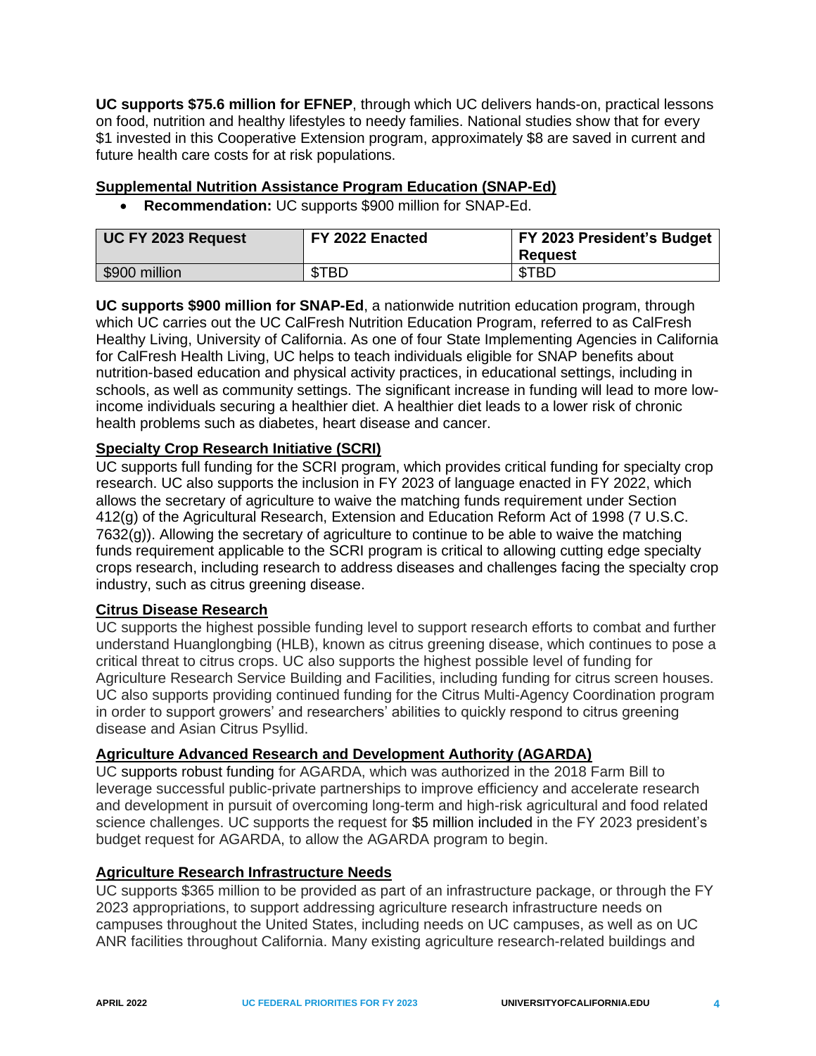**UC supports $75.6 million for EFNEP**, through which UC delivers hands-on, practical lessons on food, nutrition and healthy lifestyles to needy families. National studies show that for every $1 invested in this Cooperative Extension program, approximately $8 are saved in current and future health care costs for at risk populations.

### Supplemental Nutrition Assistance Program Education (SNAP-Ed)

- **Recommendation:** UC supports $900 million for SNAP-Ed.

| UC FY 2023 Request | FY 2022 Enacted | FY 2023 President's Budget Request |
|---|---|---|
| $900 million | $TBD | $TBD |

**UC supports $900 million for SNAP-Ed**, a nationwide nutrition education program, through which UC carries out the UC CalFresh Nutrition Education Program, referred to as CalFresh Healthy Living, University of California. As one of four State Implementing Agencies in California for CalFresh Health Living, UC helps to teach individuals eligible for SNAP benefits about nutrition-based education and physical activity practices, in educational settings, including in schools, as well as community settings. The significant increase in funding will lead to more low-income individuals securing a healthier diet. A healthier diet leads to a lower risk of chronic health problems such as diabetes, heart disease and cancer.

### Specialty Crop Research Initiative (SCRI)

UC supports full funding for the SCRI program, which provides critical funding for specialty crop research. UC also supports the inclusion in FY 2023 of language enacted in FY 2022, which allows the secretary of agriculture to waive the matching funds requirement under Section 412(g) of the Agricultural Research, Extension and Education Reform Act of 1998 (7 U.S.C. 7632(g)). Allowing the secretary of agriculture to continue to be able to waive the matching funds requirement applicable to the SCRI program is critical to allowing cutting edge specialty crops research, including research to address diseases and challenges facing the specialty crop industry, such as citrus greening disease.

### Citrus Disease Research

UC supports the highest possible funding level to support research efforts to combat and further understand Huanglongbing (HLB), known as citrus greening disease, which continues to pose a critical threat to citrus crops. UC also supports the highest possible level of funding for Agriculture Research Service Building and Facilities, including funding for citrus screen houses. UC also supports providing continued funding for the Citrus Multi-Agency Coordination program in order to support growers' and researchers' abilities to quickly respond to citrus greening disease and Asian Citrus Psyllid.

### Agriculture Advanced Research and Development Authority (AGARDA)

UC supports robust funding for AGARDA, which was authorized in the 2018 Farm Bill to leverage successful public-private partnerships to improve efficiency and accelerate research and development in pursuit of overcoming long-term and high-risk agricultural and food related science challenges. UC supports the request for $5 million included in the FY 2023 president's budget request for AGARDA, to allow the AGARDA program to begin.

### Agriculture Research Infrastructure Needs

UC supports $365 million to be provided as part of an infrastructure package, or through the FY 2023 appropriations, to support addressing agriculture research infrastructure needs on campuses throughout the United States, including needs on UC campuses, as well as on UC ANR facilities throughout California. Many existing agriculture research-related buildings and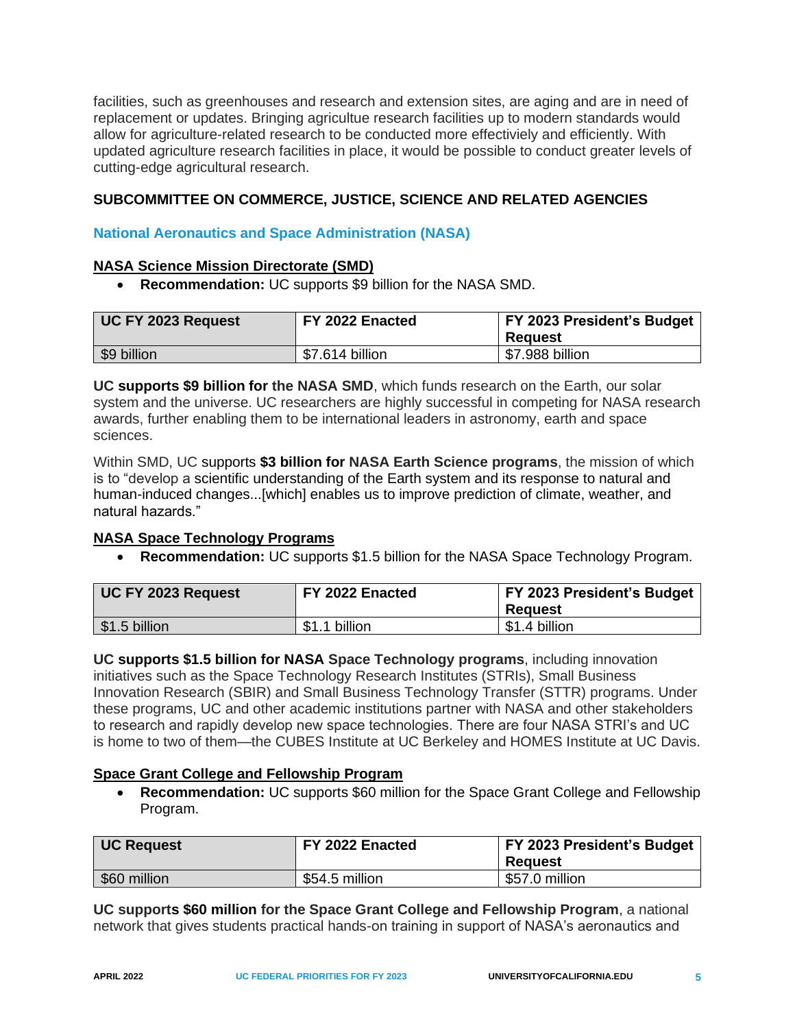facilities, such as greenhouses and research and extension sites, are aging and are in need of replacement or updates. Bringing agricultue research facilities up to modern standards would allow for agriculture-related research to be conducted more effectiviely and efficiently. With updated agriculture research facilities in place, it would be possible to conduct greater levels of cutting-edge agricultural research.

## SUBCOMMITTEE ON COMMERCE, JUSTICE, SCIENCE AND RELATED AGENCIES

### National Aeronautics and Space Administration (NASA)

#### NASA Science Mission Directorate (SMD)

- **Recommendation:** UC supports $9 billion for the NASA SMD.

| UC FY 2023 Request | FY 2022 Enacted | FY 2023 President's Budget Request |
|---|---|---|
| $9 billion | $7.614 billion | $7.988 billion |

**UC supports $9 billion for the NASA SMD**, which funds research on the Earth, our solar system and the universe. UC researchers are highly successful in competing for NASA research awards, further enabling them to be international leaders in astronomy, earth and space sciences.

Within SMD, UC supports **$3 billion for NASA Earth Science programs**, the mission of which is to "develop a scientific understanding of the Earth system and its response to natural and human-induced changes...[which] enables us to improve prediction of climate, weather, and natural hazards."

#### NASA Space Technology Programs

- **Recommendation:** UC supports $1.5 billion for the NASA Space Technology Program.

| UC FY 2023 Request | FY 2022 Enacted | FY 2023 President's Budget Request |
|---|---|---|
| $1.5 billion | $1.1 billion | $1.4 billion |

**UC supports $1.5 billion for NASA Space Technology programs**, including innovation initiatives such as the Space Technology Research Institutes (STRIs), Small Business Innovation Research (SBIR) and Small Business Technology Transfer (STTR) programs. Under these programs, UC and other academic institutions partner with NASA and other stakeholders to research and rapidly develop new space technologies. There are four NASA STRI's and UC is home to two of them—the CUBES Institute at UC Berkeley and HOMES Institute at UC Davis.

#### Space Grant College and Fellowship Program

- **Recommendation:** UC supports $60 million for the Space Grant College and Fellowship Program.

| UC Request | FY 2022 Enacted | FY 2023 President's Budget Request |
|---|---|---|
| $60 million | $54.5 million | $57.0 million |

**UC supports $60 million for the Space Grant College and Fellowship Program**, a national network that gives students practical hands-on training in support of NASA's aeronautics and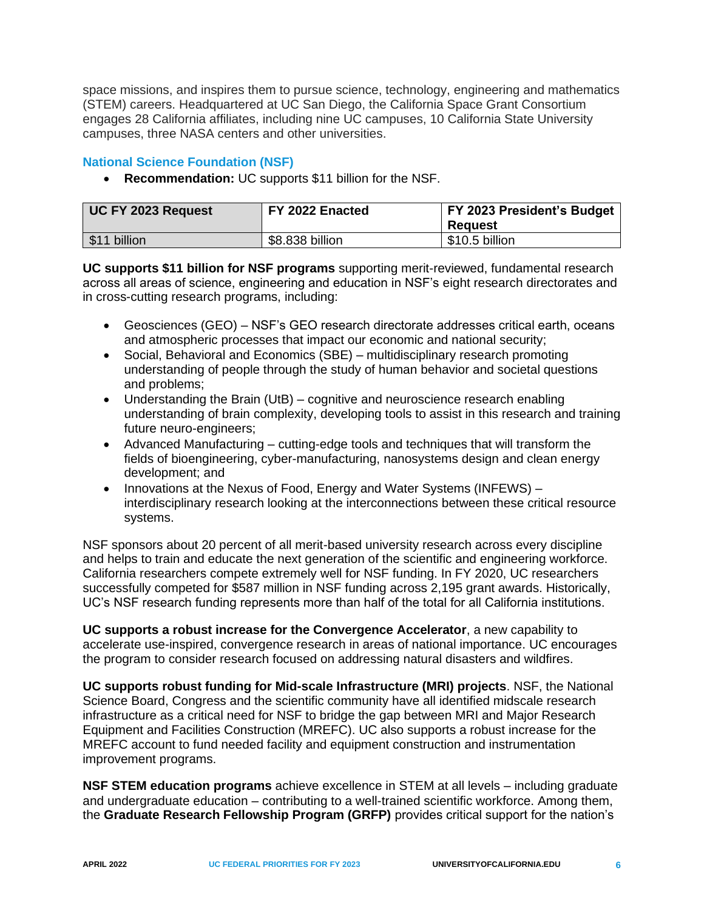space missions, and inspires them to pursue science, technology, engineering and mathematics (STEM) careers. Headquartered at UC San Diego, the California Space Grant Consortium engages 28 California affiliates, including nine UC campuses, 10 California State University campuses, three NASA centers and other universities.

### National Science Foundation (NSF)

- **Recommendation:** UC supports $11 billion for the NSF.

| UC FY 2023 Request | FY 2022 Enacted | FY 2023 President's Budget Request |
|---|---|---|
| $11 billion | $8.838 billion | $10.5 billion |

**UC supports $11 billion for NSF programs** supporting merit-reviewed, fundamental research across all areas of science, engineering and education in NSF's eight research directorates and in cross-cutting research programs, including:

- Geosciences (GEO) – NSF's GEO research directorate addresses critical earth, oceans and atmospheric processes that impact our economic and national security;
- Social, Behavioral and Economics (SBE) – multidisciplinary research promoting understanding of people through the study of human behavior and societal questions and problems;
- Understanding the Brain (UtB) – cognitive and neuroscience research enabling understanding of brain complexity, developing tools to assist in this research and training future neuro-engineers;
- Advanced Manufacturing – cutting-edge tools and techniques that will transform the fields of bioengineering, cyber-manufacturing, nanosystems design and clean energy development; and
- Innovations at the Nexus of Food, Energy and Water Systems (INFEWS) – interdisciplinary research looking at the interconnections between these critical resource systems.

NSF sponsors about 20 percent of all merit-based university research across every discipline and helps to train and educate the next generation of the scientific and engineering workforce. California researchers compete extremely well for NSF funding. In FY 2020, UC researchers successfully competed for $587 million in NSF funding across 2,195 grant awards. Historically, UC's NSF research funding represents more than half of the total for all California institutions.

**UC supports a robust increase for the Convergence Accelerator**, a new capability to accelerate use-inspired, convergence research in areas of national importance. UC encourages the program to consider research focused on addressing natural disasters and wildfires.

**UC supports robust funding for Mid-scale Infrastructure (MRI) projects**. NSF, the National Science Board, Congress and the scientific community have all identified midscale research infrastructure as a critical need for NSF to bridge the gap between MRI and Major Research Equipment and Facilities Construction (MREFC). UC also supports a robust increase for the MREFC account to fund needed facility and equipment construction and instrumentation improvement programs.

**NSF STEM education programs** achieve excellence in STEM at all levels – including graduate and undergraduate education – contributing to a well-trained scientific workforce. Among them, the **Graduate Research Fellowship Program (GRFP)** provides critical support for the nation's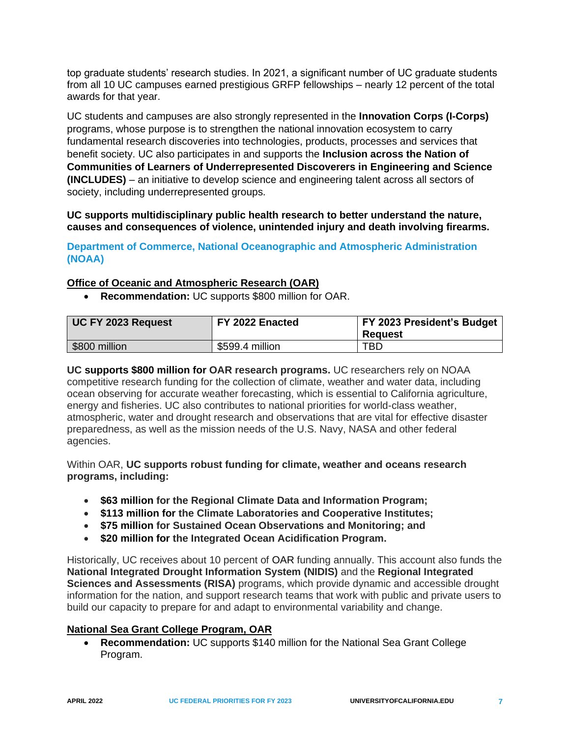top graduate students' research studies. In 2021, a significant number of UC graduate students from all 10 UC campuses earned prestigious GRFP fellowships – nearly 12 percent of the total awards for that year.

UC students and campuses are also strongly represented in the **Innovation Corps (I-Corps)** programs, whose purpose is to strengthen the national innovation ecosystem to carry fundamental research discoveries into technologies, products, processes and services that benefit society. UC also participates in and supports the **Inclusion across the Nation of Communities of Learners of Underrepresented Discoverers in Engineering and Science (INCLUDES)** – an initiative to develop science and engineering talent across all sectors of society, including underrepresented groups.

**UC supports multidisciplinary public health research to better understand the nature, causes and consequences of violence, unintended injury and death involving firearms.**

## Department of Commerce, National Oceanographic and Atmospheric Administration (NOAA)

### Office of Oceanic and Atmospheric Research (OAR)

- **Recommendation:** UC supports $800 million for OAR.

| UC FY 2023 Request | FY 2022 Enacted | FY 2023 President's Budget Request |
|---|---|---|
| $800 million | $599.4 million | TBD |

**UC supports $800 million for OAR research programs.** UC researchers rely on NOAA competitive research funding for the collection of climate, weather and water data, including ocean observing for accurate weather forecasting, which is essential to California agriculture, energy and fisheries. UC also contributes to national priorities for world-class weather, atmospheric, water and drought research and observations that are vital for effective disaster preparedness, as well as the mission needs of the U.S. Navy, NASA and other federal agencies.

Within OAR, **UC supports robust funding for climate, weather and oceans research programs, including:**

- **$63 million for the Regional Climate Data and Information Program;**
- **$113 million for the Climate Laboratories and Cooperative Institutes;**
- **$75 million for Sustained Ocean Observations and Monitoring; and**
- **$20 million for the Integrated Ocean Acidification Program.**

Historically, UC receives about 10 percent of OAR funding annually. This account also funds the **National Integrated Drought Information System (NIDIS)** and the **Regional Integrated Sciences and Assessments (RISA)** programs, which provide dynamic and accessible drought information for the nation, and support research teams that work with public and private users to build our capacity to prepare for and adapt to environmental variability and change.

### National Sea Grant College Program, OAR

- **Recommendation:** UC supports $140 million for the National Sea Grant College Program.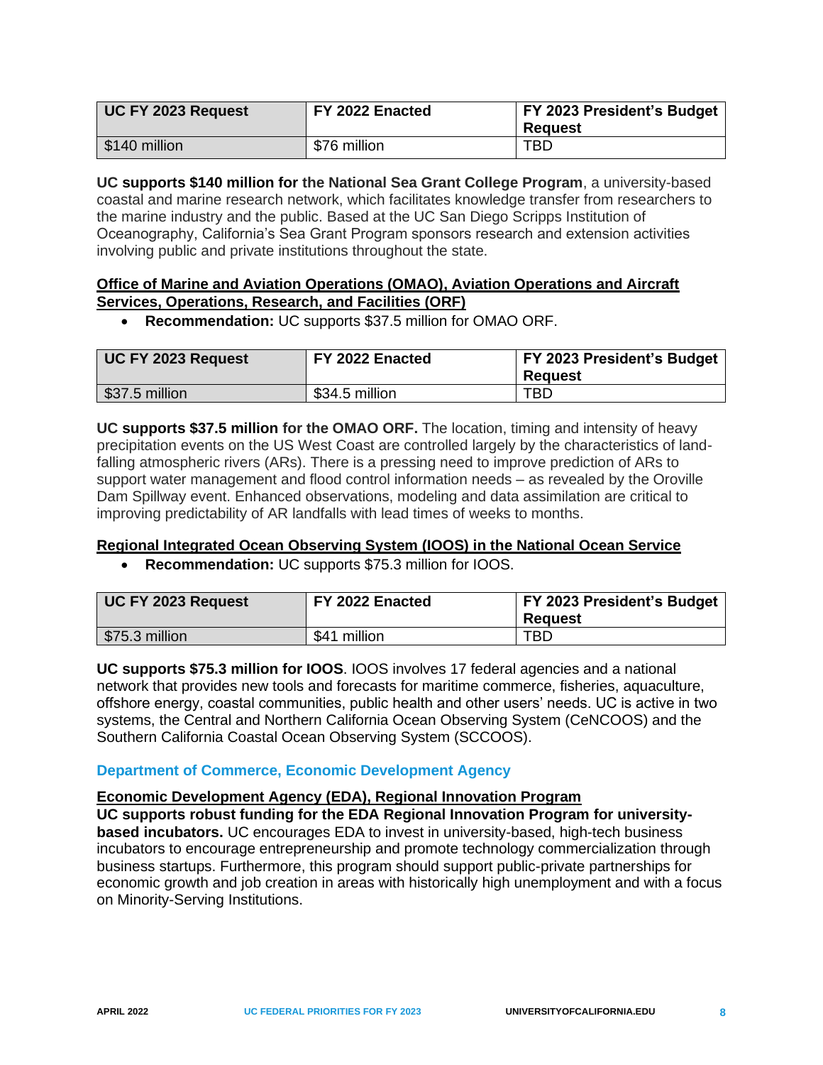| UC FY 2023 Request | FY 2022 Enacted | FY 2023 President's Budget Request |
|---|---|---|
| $140 million | $76 million | TBD |

**UC supports $140 million for the National Sea Grant College Program**, a university-based coastal and marine research network, which facilitates knowledge transfer from researchers to the marine industry and the public. Based at the UC San Diego Scripps Institution of Oceanography, California's Sea Grant Program sponsors research and extension activities involving public and private institutions throughout the state.

**Office of Marine and Aviation Operations (OMAO), Aviation Operations and Aircraft Services, Operations, Research, and Facilities (ORF)**

- **Recommendation:** UC supports $37.5 million for OMAO ORF.

| UC FY 2023 Request | FY 2022 Enacted | FY 2023 President's Budget Request |
|---|---|---|
| $37.5 million | $34.5 million | TBD |

**UC supports $37.5 million for the OMAO ORF.** The location, timing and intensity of heavy precipitation events on the US West Coast are controlled largely by the characteristics of land-falling atmospheric rivers (ARs). There is a pressing need to improve prediction of ARs to support water management and flood control information needs – as revealed by the Oroville Dam Spillway event. Enhanced observations, modeling and data assimilation are critical to improving predictability of AR landfalls with lead times of weeks to months.

**Regional Integrated Ocean Observing System (IOOS) in the National Ocean Service**

- **Recommendation:** UC supports $75.3 million for IOOS.

| UC FY 2023 Request | FY 2022 Enacted | FY 2023 President's Budget Request |
|---|---|---|
| $75.3 million | $41 million | TBD |

**UC supports $75.3 million for IOOS**. IOOS involves 17 federal agencies and a national network that provides new tools and forecasts for maritime commerce, fisheries, aquaculture, offshore energy, coastal communities, public health and other users' needs. UC is active in two systems, the Central and Northern California Ocean Observing System (CeNCOOS) and the Southern California Coastal Ocean Observing System (SCCOOS).

## Department of Commerce, Economic Development Agency

**Economic Development Agency (EDA), Regional Innovation Program**

**UC supports robust funding for the EDA Regional Innovation Program for university-based incubators.** UC encourages EDA to invest in university-based, high-tech business incubators to encourage entrepreneurship and promote technology commercialization through business startups. Furthermore, this program should support public-private partnerships for economic growth and job creation in areas with historically high unemployment and with a focus on Minority-Serving Institutions.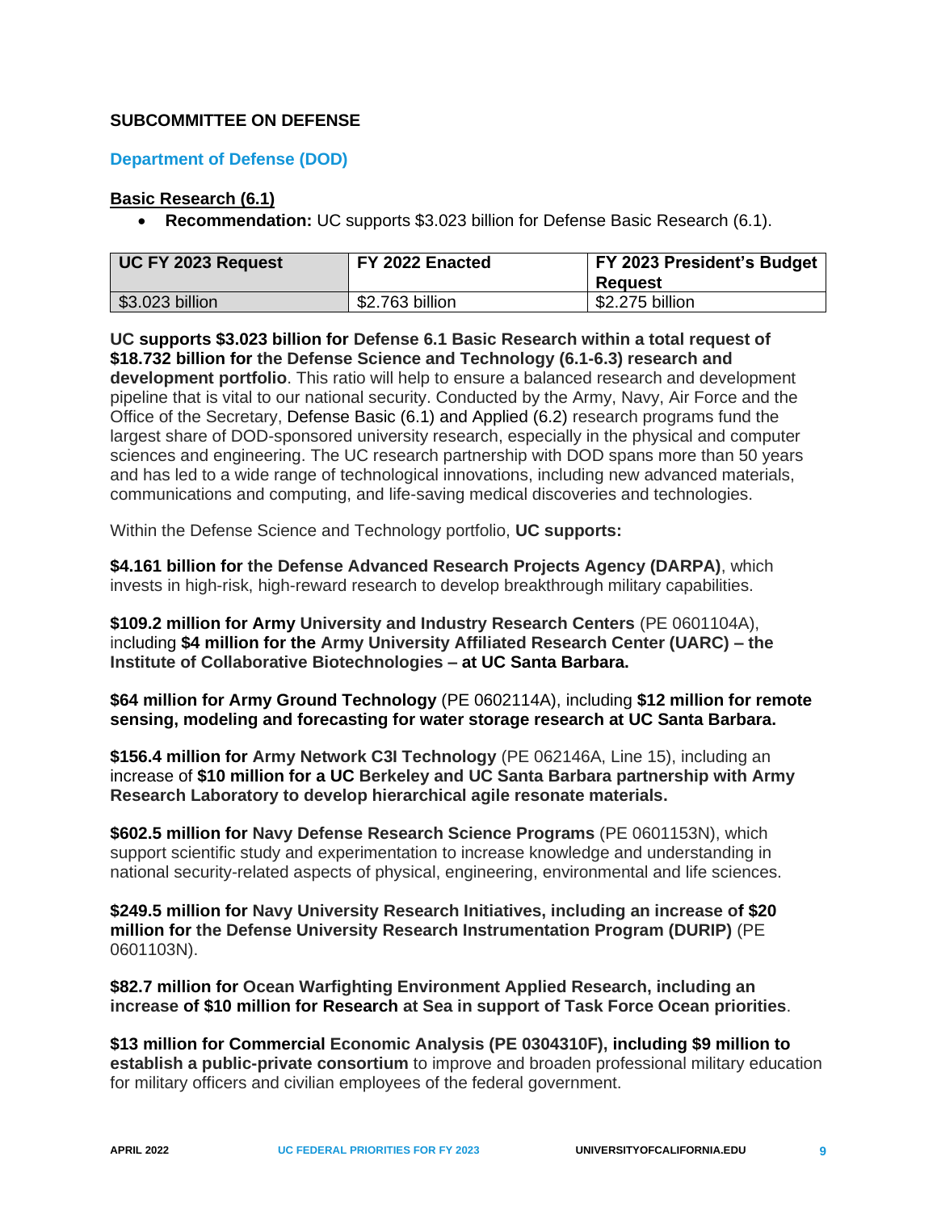## SUBCOMMITTEE ON DEFENSE

### Department of Defense (DOD)

**Basic Research (6.1)**

- **Recommendation:** UC supports $3.023 billion for Defense Basic Research (6.1).

| UC FY 2023 Request | FY 2022 Enacted | FY 2023 President's Budget Request |
|---|---|---|
| $3.023 billion | $2.763 billion | $2.275 billion |

**UC supports $3.023 billion for Defense 6.1 Basic Research within a total request of $18.732 billion for the Defense Science and Technology (6.1-6.3) research and development portfolio**. This ratio will help to ensure a balanced research and development pipeline that is vital to our national security. Conducted by the Army, Navy, Air Force and the Office of the Secretary, Defense Basic (6.1) and Applied (6.2) research programs fund the largest share of DOD-sponsored university research, especially in the physical and computer sciences and engineering. The UC research partnership with DOD spans more than 50 years and has led to a wide range of technological innovations, including new advanced materials, communications and computing, and life-saving medical discoveries and technologies.

Within the Defense Science and Technology portfolio, **UC supports:**

**$4.161 billion for the Defense Advanced Research Projects Agency (DARPA)**, which invests in high-risk, high-reward research to develop breakthrough military capabilities.

**$109.2 million for Army University and Industry Research Centers** (PE 0601104A), including **$4 million for the Army University Affiliated Research Center (UARC) – the Institute of Collaborative Biotechnologies – at UC Santa Barbara.**

**$64 million for Army Ground Technology** (PE 0602114A), including **$12 million for remote sensing, modeling and forecasting for water storage research at UC Santa Barbara.**

**$156.4 million for Army Network C3I Technology** (PE 062146A, Line 15), including an increase of **$10 million for a UC Berkeley and UC Santa Barbara partnership with Army Research Laboratory to develop hierarchical agile resonate materials.**

**$602.5 million for Navy Defense Research Science Programs** (PE 0601153N), which support scientific study and experimentation to increase knowledge and understanding in national security-related aspects of physical, engineering, environmental and life sciences.

**$249.5 million for Navy University Research Initiatives, including an increase of $20 million for the Defense University Research Instrumentation Program (DURIP)** (PE 0601103N).

**$82.7 million for Ocean Warfighting Environment Applied Research, including an increase of $10 million for Research at Sea in support of Task Force Ocean priorities**.

**$13 million for Commercial Economic Analysis (PE 0304310F), including $9 million to establish a public-private consortium** to improve and broaden professional military education for military officers and civilian employees of the federal government.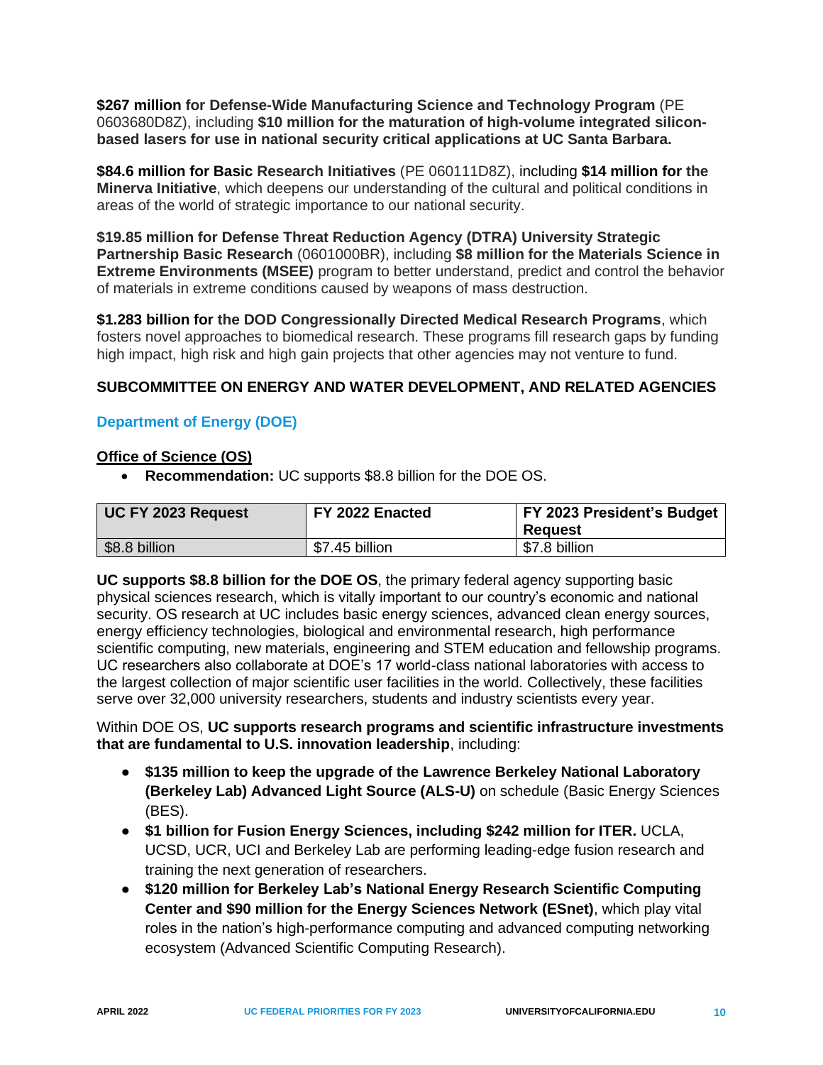**$267 million for Defense-Wide Manufacturing Science and Technology Program** (PE 0603680D8Z), including **$10 million for the maturation of high-volume integrated silicon-based lasers for use in national security critical applications at UC Santa Barbara.**

**$84.6 million for Basic Research Initiatives** (PE 060111D8Z), including **$14 million for the Minerva Initiative**, which deepens our understanding of the cultural and political conditions in areas of the world of strategic importance to our national security.

**$19.85 million for Defense Threat Reduction Agency (DTRA) University Strategic Partnership Basic Research** (0601000BR), including **$8 million for the Materials Science in Extreme Environments (MSEE)** program to better understand, predict and control the behavior of materials in extreme conditions caused by weapons of mass destruction.

**$1.283 billion for the DOD Congressionally Directed Medical Research Programs**, which fosters novel approaches to biomedical research. These programs fill research gaps by funding high impact, high risk and high gain projects that other agencies may not venture to fund.

## SUBCOMMITTEE ON ENERGY AND WATER DEVELOPMENT, AND RELATED AGENCIES

### Department of Energy (DOE)

#### Office of Science (OS)

- **Recommendation:** UC supports $8.8 billion for the DOE OS.

| UC FY 2023 Request | FY 2022 Enacted | FY 2023 President's Budget Request |
|---|---|---|
| $8.8 billion | $7.45 billion | $7.8 billion |

**UC supports $8.8 billion for the DOE OS**, the primary federal agency supporting basic physical sciences research, which is vitally important to our country's economic and national security. OS research at UC includes basic energy sciences, advanced clean energy sources, energy efficiency technologies, biological and environmental research, high performance scientific computing, new materials, engineering and STEM education and fellowship programs. UC researchers also collaborate at DOE's 17 world-class national laboratories with access to the largest collection of major scientific user facilities in the world. Collectively, these facilities serve over 32,000 university researchers, students and industry scientists every year.

Within DOE OS, **UC supports research programs and scientific infrastructure investments that are fundamental to U.S. innovation leadership**, including:

- **$135 million to keep the upgrade of the Lawrence Berkeley National Laboratory (Berkeley Lab) Advanced Light Source (ALS-U)** on schedule (Basic Energy Sciences (BES).
- **$1 billion for Fusion Energy Sciences, including $242 million for ITER.** UCLA, UCSD, UCR, UCI and Berkeley Lab are performing leading-edge fusion research and training the next generation of researchers.
- **$120 million for Berkeley Lab's National Energy Research Scientific Computing Center and $90 million for the Energy Sciences Network (ESnet)**, which play vital roles in the nation's high-performance computing and advanced computing networking ecosystem (Advanced Scientific Computing Research).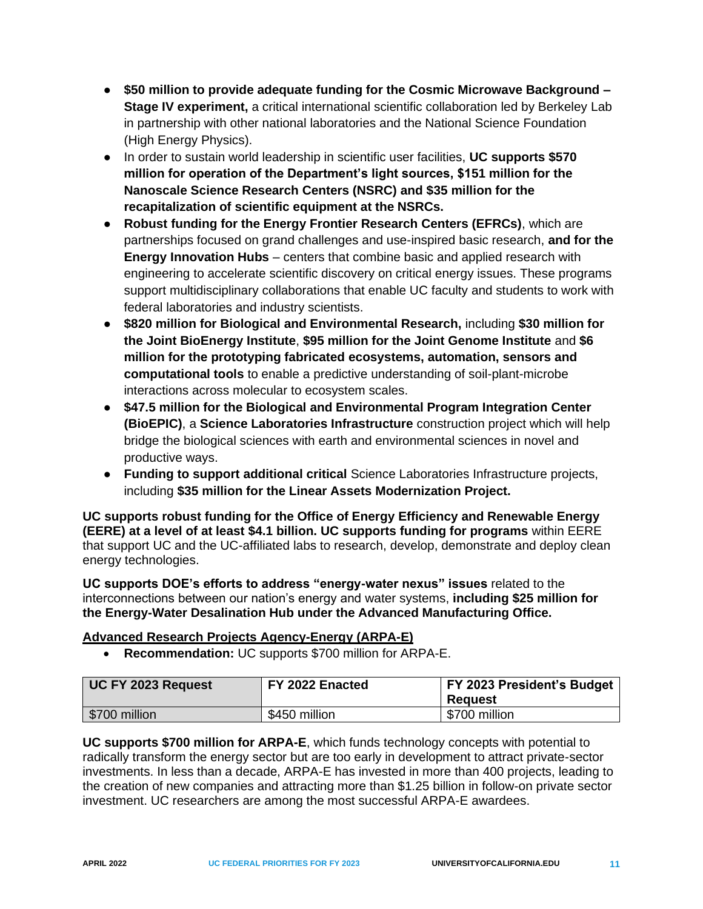- **$50 million to provide adequate funding for the Cosmic Microwave Background – Stage IV experiment,** a critical international scientific collaboration led by Berkeley Lab in partnership with other national laboratories and the National Science Foundation (High Energy Physics).
- In order to sustain world leadership in scientific user facilities, **UC supports $570 million for operation of the Department's light sources, $151 million for the Nanoscale Science Research Centers (NSRC) and $35 million for the recapitalization of scientific equipment at the NSRCs.**
- **Robust funding for the Energy Frontier Research Centers (EFRCs)**, which are partnerships focused on grand challenges and use-inspired basic research, **and for the Energy Innovation Hubs** – centers that combine basic and applied research with engineering to accelerate scientific discovery on critical energy issues. These programs support multidisciplinary collaborations that enable UC faculty and students to work with federal laboratories and industry scientists.
- **$820 million for Biological and Environmental Research,** including **$30 million for the Joint BioEnergy Institute**, **$95 million for the Joint Genome Institute** and **$6 million for the prototyping fabricated ecosystems, automation, sensors and computational tools** to enable a predictive understanding of soil-plant-microbe interactions across molecular to ecosystem scales.
- **$47.5 million for the Biological and Environmental Program Integration Center (BioEPIC)**, a **Science Laboratories Infrastructure** construction project which will help bridge the biological sciences with earth and environmental sciences in novel and productive ways.
- **Funding to support additional critical** Science Laboratories Infrastructure projects, including **$35 million for the Linear Assets Modernization Project.**

**UC supports robust funding for the Office of Energy Efficiency and Renewable Energy (EERE) at a level of at least $4.1 billion. UC supports funding for programs** within EERE that support UC and the UC-affiliated labs to research, develop, demonstrate and deploy clean energy technologies.

**UC supports DOE's efforts to address "energy-water nexus" issues** related to the interconnections between our nation's energy and water systems, **including $25 million for the Energy-Water Desalination Hub under the Advanced Manufacturing Office.**

**Advanced Research Projects Agency-Energy (ARPA-E)**

- **Recommendation:** UC supports $700 million for ARPA-E.

| UC FY 2023 Request | FY 2022 Enacted | FY 2023 President's Budget Request |
|---|---|---|
| $700 million | $450 million | $700 million |

**UC supports $700 million for ARPA-E**, which funds technology concepts with potential to radically transform the energy sector but are too early in development to attract private-sector investments. In less than a decade, ARPA-E has invested in more than 400 projects, leading to the creation of new companies and attracting more than $1.25 billion in follow-on private sector investment. UC researchers are among the most successful ARPA-E awardees.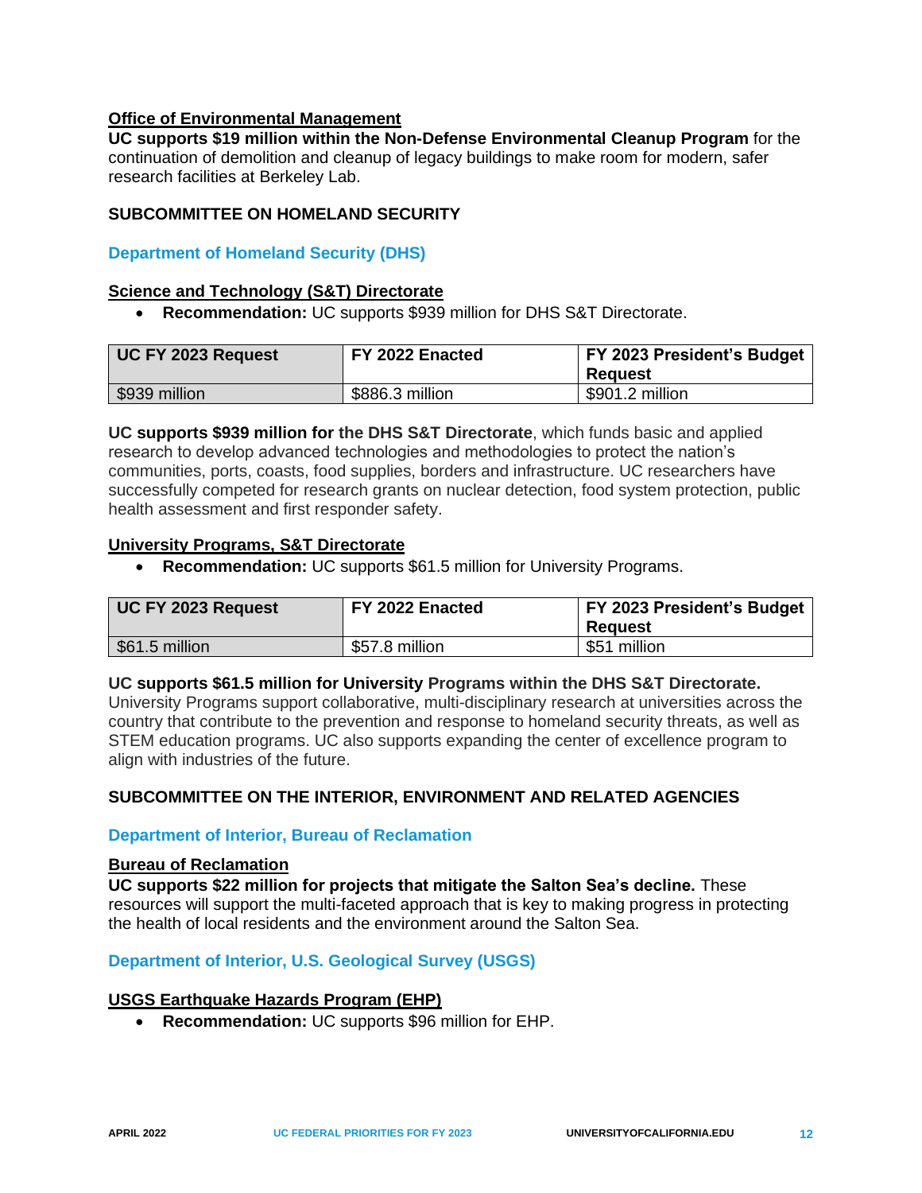**Office of Environmental Management**

**UC supports $19 million within the Non-Defense Environmental Cleanup Program** for the continuation of demolition and cleanup of legacy buildings to make room for modern, safer research facilities at Berkeley Lab.

## SUBCOMMITTEE ON HOMELAND SECURITY

### Department of Homeland Security (DHS)

**Science and Technology (S&T) Directorate**

- **Recommendation:** UC supports $939 million for DHS S&T Directorate.

| UC FY 2023 Request | FY 2022 Enacted | FY 2023 President's Budget Request |
| --- | --- | --- |
| $939 million | $886.3 million | $901.2 million |

**UC supports $939 million for the DHS S&T Directorate**, which funds basic and applied research to develop advanced technologies and methodologies to protect the nation's communities, ports, coasts, food supplies, borders and infrastructure. UC researchers have successfully competed for research grants on nuclear detection, food system protection, public health assessment and first responder safety.

**University Programs, S&T Directorate**

- **Recommendation:** UC supports $61.5 million for University Programs.

| UC FY 2023 Request | FY 2022 Enacted | FY 2023 President's Budget Request |
| --- | --- | --- |
| $61.5 million | $57.8 million | $51 million |

**UC supports $61.5 million for University Programs within the DHS S&T Directorate.** University Programs support collaborative, multi-disciplinary research at universities across the country that contribute to the prevention and response to homeland security threats, as well as STEM education programs. UC also supports expanding the center of excellence program to align with industries of the future.

## SUBCOMMITTEE ON THE INTERIOR, ENVIRONMENT AND RELATED AGENCIES

### Department of Interior, Bureau of Reclamation

**Bureau of Reclamation**

**UC supports $22 million for projects that mitigate the Salton Sea's decline.** These resources will support the multi-faceted approach that is key to making progress in protecting the health of local residents and the environment around the Salton Sea.

### Department of Interior, U.S. Geological Survey (USGS)

**USGS Earthquake Hazards Program (EHP)**

- **Recommendation:** UC supports $96 million for EHP.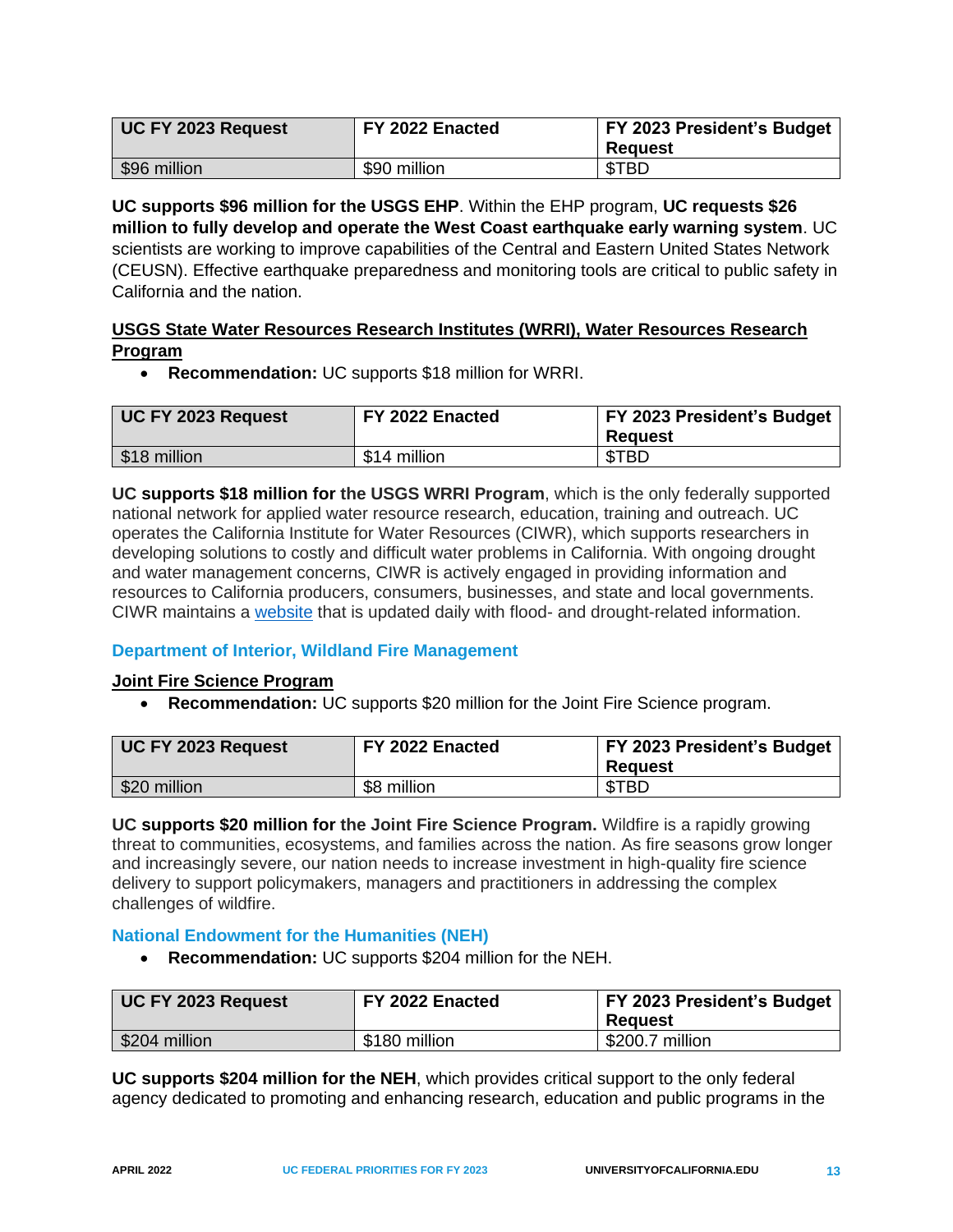| UC FY 2023 Request | FY 2022 Enacted | FY 2023 President's Budget Request |
|---|---|---|
| $96 million | $90 million | $TBD |

**UC supports $96 million for the USGS EHP**. Within the EHP program, **UC requests $26 million to fully develop and operate the West Coast earthquake early warning system**. UC scientists are working to improve capabilities of the Central and Eastern United States Network (CEUSN). Effective earthquake preparedness and monitoring tools are critical to public safety in California and the nation.

**<u>USGS State Water Resources Research Institutes (WRRI), Water Resources Research Program</u>**

- **Recommendation:** UC supports $18 million for WRRI.

| UC FY 2023 Request | FY 2022 Enacted | FY 2023 President's Budget Request |
|---|---|---|
| $18 million | $14 million | $TBD |

**UC supports $18 million for the USGS WRRI Program**, which is the only federally supported national network for applied water resource research, education, training and outreach. UC operates the California Institute for Water Resources (CIWR), which supports researchers in developing solutions to costly and difficult water problems in California. With ongoing drought and water management concerns, CIWR is actively engaged in providing information and resources to California producers, consumers, businesses, and state and local governments. CIWR maintains a website that is updated daily with flood- and drought-related information.

### Department of Interior, Wildland Fire Management

**<u>Joint Fire Science Program</u>**

- **Recommendation:** UC supports $20 million for the Joint Fire Science program.

| UC FY 2023 Request | FY 2022 Enacted | FY 2023 President's Budget Request |
|---|---|---|
| $20 million | $8 million | $TBD |

**UC supports $20 million for the Joint Fire Science Program.** Wildfire is a rapidly growing threat to communities, ecosystems, and families across the nation. As fire seasons grow longer and increasingly severe, our nation needs to increase investment in high-quality fire science delivery to support policymakers, managers and practitioners in addressing the complex challenges of wildfire.

### National Endowment for the Humanities (NEH)

- **Recommendation:** UC supports $204 million for the NEH.

| UC FY 2023 Request | FY 2022 Enacted | FY 2023 President's Budget Request |
|---|---|---|
| $204 million | $180 million | $200.7 million |

**UC supports $204 million for the NEH**, which provides critical support to the only federal agency dedicated to promoting and enhancing research, education and public programs in the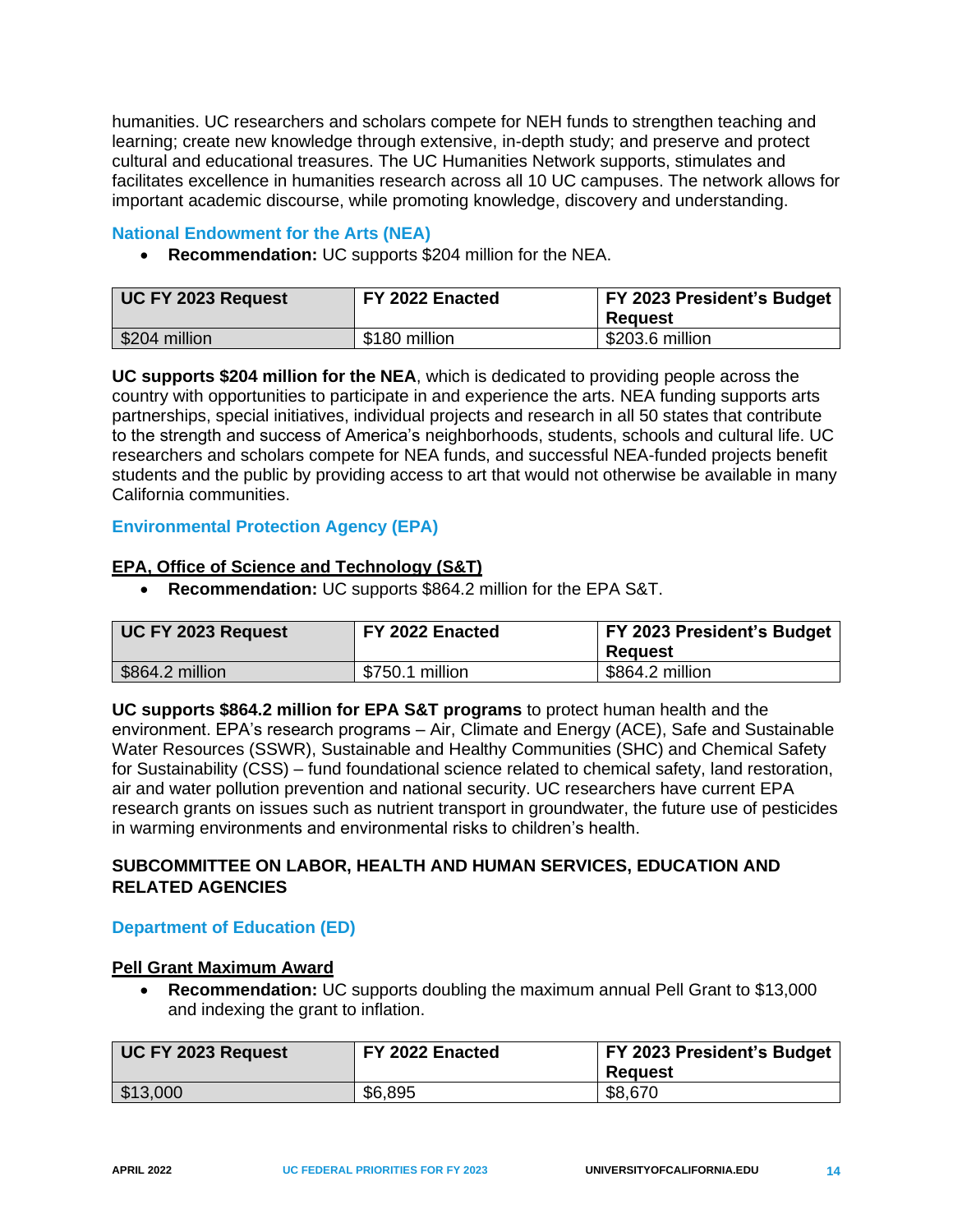humanities. UC researchers and scholars compete for NEH funds to strengthen teaching and learning; create new knowledge through extensive, in-depth study; and preserve and protect cultural and educational treasures. The UC Humanities Network supports, stimulates and facilitates excellence in humanities research across all 10 UC campuses. The network allows for important academic discourse, while promoting knowledge, discovery and understanding.

### National Endowment for the Arts (NEA)

- **Recommendation:** UC supports $204 million for the NEA.

| UC FY 2023 Request | FY 2022 Enacted | FY 2023 President's Budget Request |
|---|---|---|
| $204 million | $180 million | $203.6 million |

**UC supports $204 million for the NEA**, which is dedicated to providing people across the country with opportunities to participate in and experience the arts. NEA funding supports arts partnerships, special initiatives, individual projects and research in all 50 states that contribute to the strength and success of America's neighborhoods, students, schools and cultural life. UC researchers and scholars compete for NEA funds, and successful NEA-funded projects benefit students and the public by providing access to art that would not otherwise be available in many California communities.

### Environmental Protection Agency (EPA)

#### EPA, Office of Science and Technology (S&T)

- **Recommendation:** UC supports $864.2 million for the EPA S&T.

| UC FY 2023 Request | FY 2022 Enacted | FY 2023 President's Budget Request |
|---|---|---|
| $864.2 million | $750.1 million | $864.2 million |

**UC supports $864.2 million for EPA S&T programs** to protect human health and the environment. EPA's research programs – Air, Climate and Energy (ACE), Safe and Sustainable Water Resources (SSWR), Sustainable and Healthy Communities (SHC) and Chemical Safety for Sustainability (CSS) – fund foundational science related to chemical safety, land restoration, air and water pollution prevention and national security. UC researchers have current EPA research grants on issues such as nutrient transport in groundwater, the future use of pesticides in warming environments and environmental risks to children's health.

## SUBCOMMITTEE ON LABOR, HEALTH AND HUMAN SERVICES, EDUCATION AND RELATED AGENCIES

### Department of Education (ED)

#### Pell Grant Maximum Award

- **Recommendation:** UC supports doubling the maximum annual Pell Grant to $13,000 and indexing the grant to inflation.

| UC FY 2023 Request | FY 2022 Enacted | FY 2023 President's Budget Request |
|---|---|---|
| $13,000 | $6,895 | $8,670 |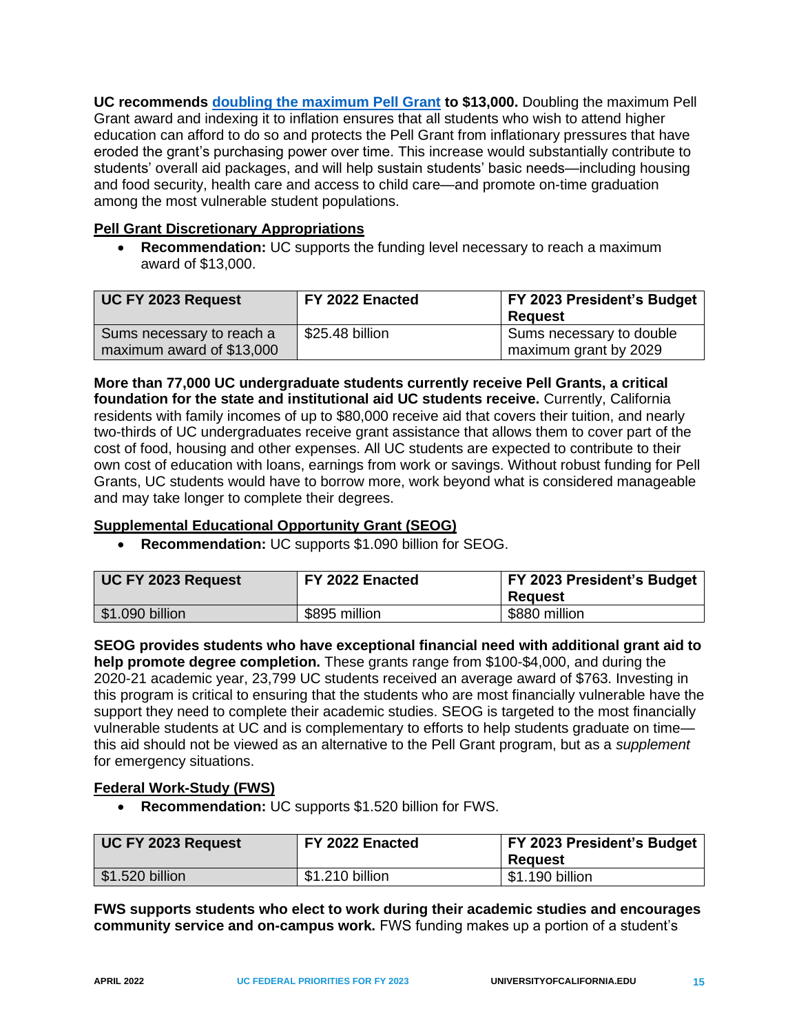**UC recommends [doubling the maximum Pell Grant](#) to $13,000.** Doubling the maximum Pell Grant award and indexing it to inflation ensures that all students who wish to attend higher education can afford to do so and protects the Pell Grant from inflationary pressures that have eroded the grant's purchasing power over time. This increase would substantially contribute to students' overall aid packages, and will help sustain students' basic needs—including housing and food security, health care and access to child care—and promote on-time graduation among the most vulnerable student populations.

### Pell Grant Discretionary Appropriations

- **Recommendation:** UC supports the funding level necessary to reach a maximum award of $13,000.

| UC FY 2023 Request | FY 2022 Enacted | FY 2023 President's Budget Request |
|---|---|---|
| Sums necessary to reach a maximum award of $13,000 | $25.48 billion | Sums necessary to double maximum grant by 2029 |

**More than 77,000 UC undergraduate students currently receive Pell Grants, a critical foundation for the state and institutional aid UC students receive.** Currently, California residents with family incomes of up to $80,000 receive aid that covers their tuition, and nearly two-thirds of UC undergraduates receive grant assistance that allows them to cover part of the cost of food, housing and other expenses. All UC students are expected to contribute to their own cost of education with loans, earnings from work or savings. Without robust funding for Pell Grants, UC students would have to borrow more, work beyond what is considered manageable and may take longer to complete their degrees.

### Supplemental Educational Opportunity Grant (SEOG)

- **Recommendation:** UC supports $1.090 billion for SEOG.

| UC FY 2023 Request | FY 2022 Enacted | FY 2023 President's Budget Request |
|---|---|---|
| $1.090 billion | $895 million | $880 million |

**SEOG provides students who have exceptional financial need with additional grant aid to help promote degree completion.** These grants range from $100-$4,000, and during the 2020-21 academic year, 23,799 UC students received an average award of $763. Investing in this program is critical to ensuring that the students who are most financially vulnerable have the support they need to complete their academic studies. SEOG is targeted to the most financially vulnerable students at UC and is complementary to efforts to help students graduate on time—this aid should not be viewed as an alternative to the Pell Grant program, but as a *supplement* for emergency situations.

### Federal Work-Study (FWS)

- **Recommendation:** UC supports $1.520 billion for FWS.

| UC FY 2023 Request | FY 2022 Enacted | FY 2023 President's Budget Request |
|---|---|---|
| $1.520 billion | $1.210 billion | $1.190 billion |

**FWS supports students who elect to work during their academic studies and encourages community service and on-campus work.** FWS funding makes up a portion of a student's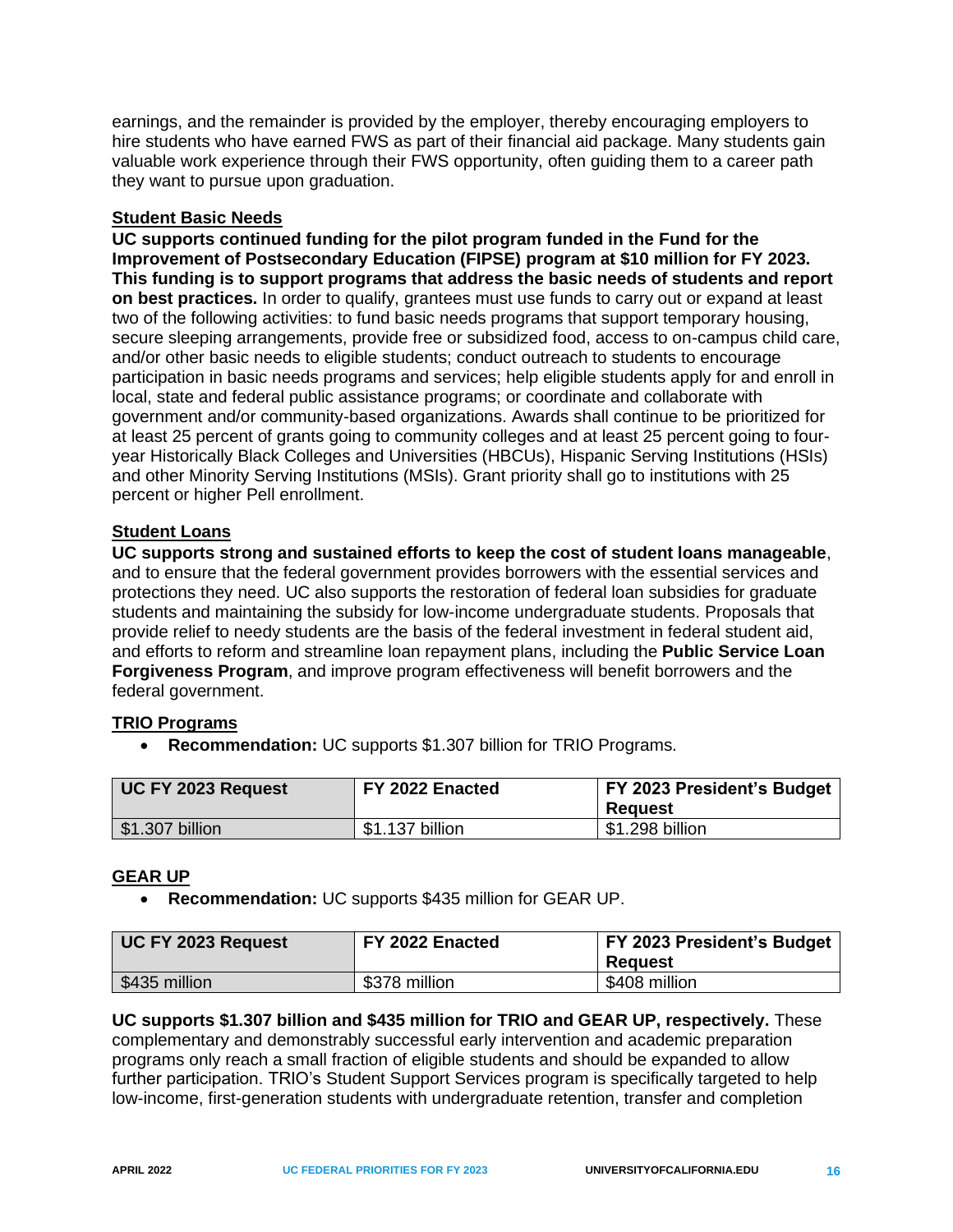earnings, and the remainder is provided by the employer, thereby encouraging employers to hire students who have earned FWS as part of their financial aid package. Many students gain valuable work experience through their FWS opportunity, often guiding them to a career path they want to pursue upon graduation.

### Student Basic Needs

**UC supports continued funding for the pilot program funded in the Fund for the Improvement of Postsecondary Education (FIPSE) program at $10 million for FY 2023. This funding is to support programs that address the basic needs of students and report on best practices.** In order to qualify, grantees must use funds to carry out or expand at least two of the following activities: to fund basic needs programs that support temporary housing, secure sleeping arrangements, provide free or subsidized food, access to on-campus child care, and/or other basic needs to eligible students; conduct outreach to students to encourage participation in basic needs programs and services; help eligible students apply for and enroll in local, state and federal public assistance programs; or coordinate and collaborate with government and/or community-based organizations. Awards shall continue to be prioritized for at least 25 percent of grants going to community colleges and at least 25 percent going to four-year Historically Black Colleges and Universities (HBCUs), Hispanic Serving Institutions (HSIs) and other Minority Serving Institutions (MSIs). Grant priority shall go to institutions with 25 percent or higher Pell enrollment.

### Student Loans

**UC supports strong and sustained efforts to keep the cost of student loans manageable**, and to ensure that the federal government provides borrowers with the essential services and protections they need. UC also supports the restoration of federal loan subsidies for graduate students and maintaining the subsidy for low-income undergraduate students. Proposals that provide relief to needy students are the basis of the federal investment in federal student aid, and efforts to reform and streamline loan repayment plans, including the **Public Service Loan Forgiveness Program**, and improve program effectiveness will benefit borrowers and the federal government.

### TRIO Programs

- **Recommendation:** UC supports $1.307 billion for TRIO Programs.

| UC FY 2023 Request | FY 2022 Enacted | FY 2023 President's Budget Request |
|---|---|---|
| $1.307 billion | $1.137 billion | $1.298 billion |

### GEAR UP

- **Recommendation:** UC supports $435 million for GEAR UP.

| UC FY 2023 Request | FY 2022 Enacted | FY 2023 President's Budget Request |
|---|---|---|
| $435 million | $378 million | $408 million |

**UC supports $1.307 billion and $435 million for TRIO and GEAR UP, respectively.** These complementary and demonstrably successful early intervention and academic preparation programs only reach a small fraction of eligible students and should be expanded to allow further participation. TRIO's Student Support Services program is specifically targeted to help low-income, first-generation students with undergraduate retention, transfer and completion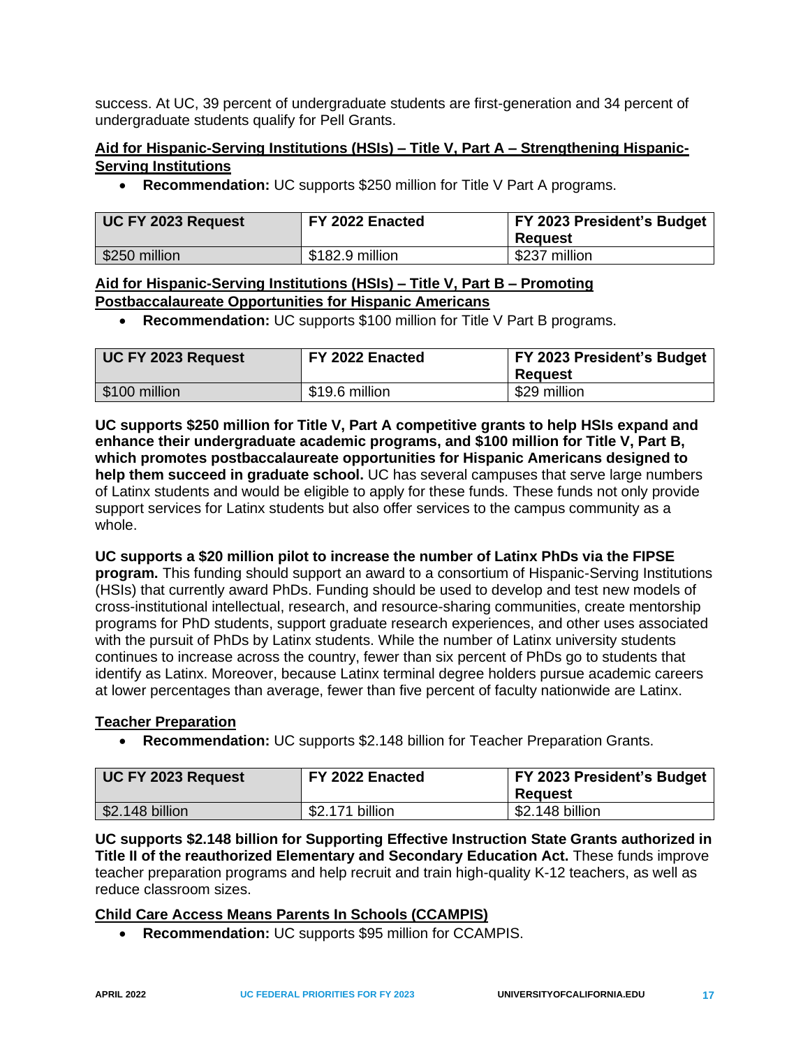success. At UC, 39 percent of undergraduate students are first-generation and 34 percent of undergraduate students qualify for Pell Grants.

**Aid for Hispanic-Serving Institutions (HSIs) – Title V, Part A – Strengthening Hispanic-Serving Institutions**

- **Recommendation:** UC supports $250 million for Title V Part A programs.

| UC FY 2023 Request | FY 2022 Enacted | FY 2023 President's Budget Request |
|---|---|---|
| $250 million | $182.9 million | $237 million |

**Aid for Hispanic-Serving Institutions (HSIs) – Title V, Part B – Promoting Postbaccalaureate Opportunities for Hispanic Americans**

- **Recommendation:** UC supports $100 million for Title V Part B programs.

| UC FY 2023 Request | FY 2022 Enacted | FY 2023 President's Budget Request |
|---|---|---|
| $100 million | $19.6 million | $29 million |

**UC supports $250 million for Title V, Part A competitive grants to help HSIs expand and enhance their undergraduate academic programs, and $100 million for Title V, Part B, which promotes postbaccalaureate opportunities for Hispanic Americans designed to help them succeed in graduate school.** UC has several campuses that serve large numbers of Latinx students and would be eligible to apply for these funds. These funds not only provide support services for Latinx students but also offer services to the campus community as a whole.

**UC supports a $20 million pilot to increase the number of Latinx PhDs via the FIPSE program.** This funding should support an award to a consortium of Hispanic-Serving Institutions (HSIs) that currently award PhDs. Funding should be used to develop and test new models of cross-institutional intellectual, research, and resource-sharing communities, create mentorship programs for PhD students, support graduate research experiences, and other uses associated with the pursuit of PhDs by Latinx students. While the number of Latinx university students continues to increase across the country, fewer than six percent of PhDs go to students that identify as Latinx. Moreover, because Latinx terminal degree holders pursue academic careers at lower percentages than average, fewer than five percent of faculty nationwide are Latinx.

**Teacher Preparation**

- **Recommendation:** UC supports $2.148 billion for Teacher Preparation Grants.

| UC FY 2023 Request | FY 2022 Enacted | FY 2023 President's Budget Request |
|---|---|---|
| $2.148 billion | $2.171 billion | $2.148 billion |

**UC supports $2.148 billion for Supporting Effective Instruction State Grants authorized in Title II of the reauthorized Elementary and Secondary Education Act.** These funds improve teacher preparation programs and help recruit and train high-quality K-12 teachers, as well as reduce classroom sizes.

**Child Care Access Means Parents In Schools (CCAMPIS)**

- **Recommendation:** UC supports $95 million for CCAMPIS.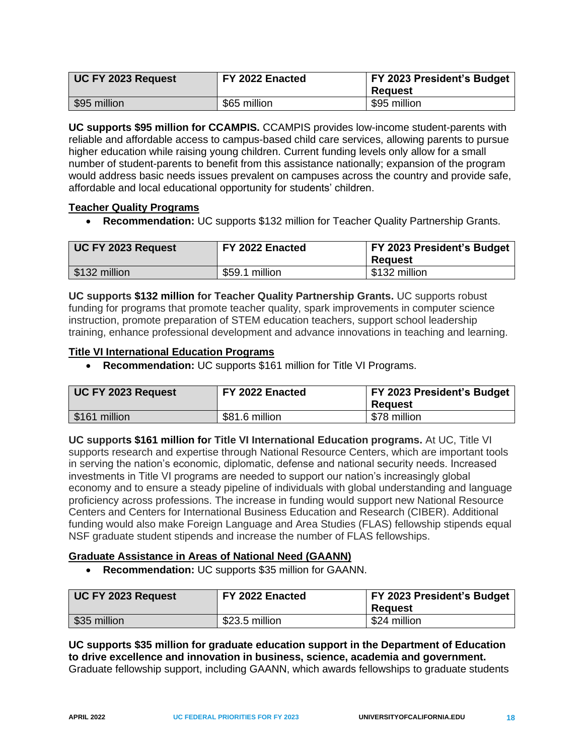| UC FY 2023 Request | FY 2022 Enacted | FY 2023 President's Budget Request |
|---|---|---|
| $95 million | $65 million | $95 million |

**UC supports $95 million for CCAMPIS.** CCAMPIS provides low-income student-parents with reliable and affordable access to campus-based child care services, allowing parents to pursue higher education while raising young children. Current funding levels only allow for a small number of student-parents to benefit from this assistance nationally; expansion of the program would address basic needs issues prevalent on campuses across the country and provide safe, affordable and local educational opportunity for students' children.

### Teacher Quality Programs

- **Recommendation:** UC supports $132 million for Teacher Quality Partnership Grants.

| UC FY 2023 Request | FY 2022 Enacted | FY 2023 President's Budget Request |
|---|---|---|
| $132 million | $59.1 million | $132 million |

**UC supports $132 million for Teacher Quality Partnership Grants.** UC supports robust funding for programs that promote teacher quality, spark improvements in computer science instruction, promote preparation of STEM education teachers, support school leadership training, enhance professional development and advance innovations in teaching and learning.

### Title VI International Education Programs

- **Recommendation:** UC supports $161 million for Title VI Programs.

| UC FY 2023 Request | FY 2022 Enacted | FY 2023 President's Budget Request |
|---|---|---|
| $161 million | $81.6 million | $78 million |

**UC supports $161 million for Title VI International Education programs.** At UC, Title VI supports research and expertise through National Resource Centers, which are important tools in serving the nation's economic, diplomatic, defense and national security needs. Increased investments in Title VI programs are needed to support our nation's increasingly global economy and to ensure a steady pipeline of individuals with global understanding and language proficiency across professions. The increase in funding would support new National Resource Centers and Centers for International Business Education and Research (CIBER). Additional funding would also make Foreign Language and Area Studies (FLAS) fellowship stipends equal NSF graduate student stipends and increase the number of FLAS fellowships.

### Graduate Assistance in Areas of National Need (GAANN)

- **Recommendation:** UC supports $35 million for GAANN.

| UC FY 2023 Request | FY 2022 Enacted | FY 2023 President's Budget Request |
|---|---|---|
| $35 million | $23.5 million | $24 million |

**UC supports $35 million for graduate education support in the Department of Education to drive excellence and innovation in business, science, academia and government.** Graduate fellowship support, including GAANN, which awards fellowships to graduate students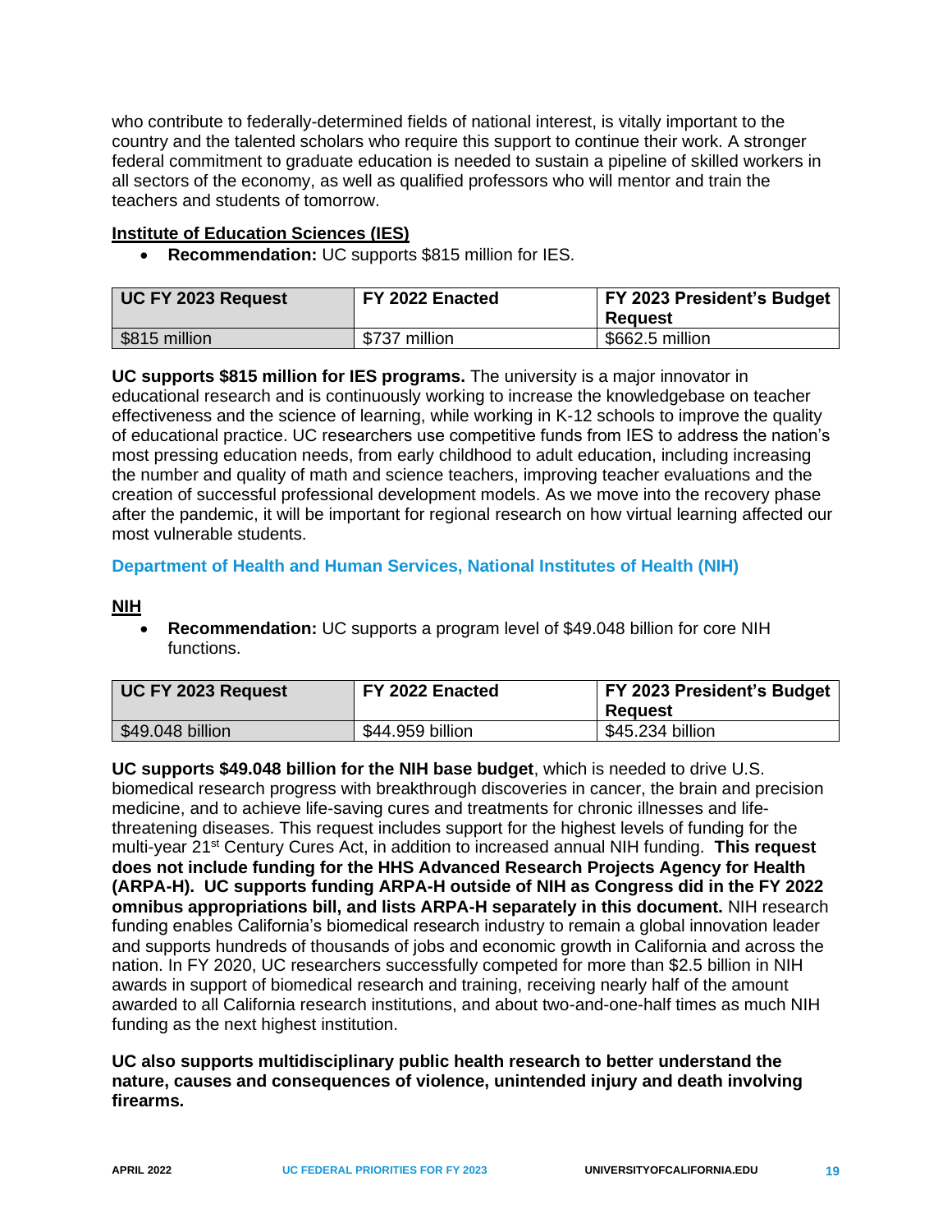who contribute to federally-determined fields of national interest, is vitally important to the country and the talented scholars who require this support to continue their work. A stronger federal commitment to graduate education is needed to sustain a pipeline of skilled workers in all sectors of the economy, as well as qualified professors who will mentor and train the teachers and students of tomorrow.

**Institute of Education Sciences (IES)**

- **Recommendation:** UC supports $815 million for IES.

| UC FY 2023 Request | FY 2022 Enacted | FY 2023 President's Budget Request |
|---|---|---|
| $815 million | $737 million | $662.5 million |

**UC supports $815 million for IES programs.** The university is a major innovator in educational research and is continuously working to increase the knowledgebase on teacher effectiveness and the science of learning, while working in K-12 schools to improve the quality of educational practice. UC researchers use competitive funds from IES to address the nation's most pressing education needs, from early childhood to adult education, including increasing the number and quality of math and science teachers, improving teacher evaluations and the creation of successful professional development models. As we move into the recovery phase after the pandemic, it will be important for regional research on how virtual learning affected our most vulnerable students.

## Department of Health and Human Services, National Institutes of Health (NIH)

**NIH**

- **Recommendation:** UC supports a program level of $49.048 billion for core NIH functions.

| UC FY 2023 Request | FY 2022 Enacted | FY 2023 President's Budget Request |
|---|---|---|
| $49.048 billion | $44.959 billion | $45.234 billion |

**UC supports $49.048 billion for the NIH base budget**, which is needed to drive U.S. biomedical research progress with breakthrough discoveries in cancer, the brain and precision medicine, and to achieve life-saving cures and treatments for chronic illnesses and life-threatening diseases. This request includes support for the highest levels of funding for the multi-year 21st Century Cures Act, in addition to increased annual NIH funding. **This request does not include funding for the HHS Advanced Research Projects Agency for Health (ARPA-H). UC supports funding ARPA-H outside of NIH as Congress did in the FY 2022 omnibus appropriations bill, and lists ARPA-H separately in this document.** NIH research funding enables California's biomedical research industry to remain a global innovation leader and supports hundreds of thousands of jobs and economic growth in California and across the nation. In FY 2020, UC researchers successfully competed for more than $2.5 billion in NIH awards in support of biomedical research and training, receiving nearly half of the amount awarded to all California research institutions, and about two-and-one-half times as much NIH funding as the next highest institution.

**UC also supports multidisciplinary public health research to better understand the nature, causes and consequences of violence, unintended injury and death involving firearms.**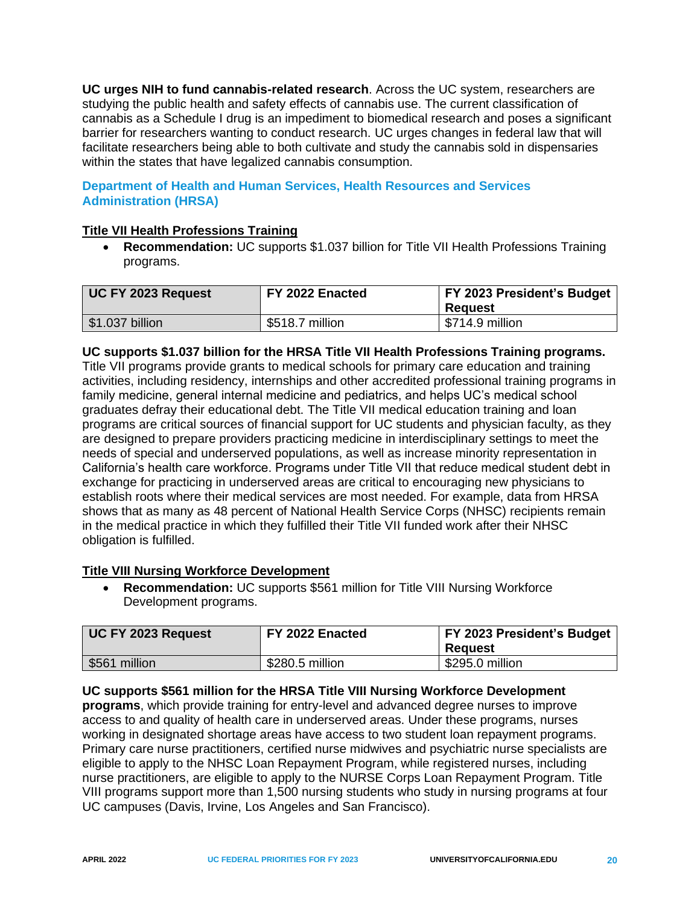**UC urges NIH to fund cannabis-related research**. Across the UC system, researchers are studying the public health and safety effects of cannabis use. The current classification of cannabis as a Schedule I drug is an impediment to biomedical research and poses a significant barrier for researchers wanting to conduct research. UC urges changes in federal law that will facilitate researchers being able to both cultivate and study the cannabis sold in dispensaries within the states that have legalized cannabis consumption.

## Department of Health and Human Services, Health Resources and Services Administration (HRSA)

### Title VII Health Professions Training

- **Recommendation:** UC supports $1.037 billion for Title VII Health Professions Training programs.

| UC FY 2023 Request | FY 2022 Enacted | FY 2023 President's Budget Request |
|---|---|---|
| $1.037 billion | $518.7 million | $714.9 million |

**UC supports $1.037 billion for the HRSA Title VII Health Professions Training programs.** Title VII programs provide grants to medical schools for primary care education and training activities, including residency, internships and other accredited professional training programs in family medicine, general internal medicine and pediatrics, and helps UC's medical school graduates defray their educational debt. The Title VII medical education training and loan programs are critical sources of financial support for UC students and physician faculty, as they are designed to prepare providers practicing medicine in interdisciplinary settings to meet the needs of special and underserved populations, as well as increase minority representation in California's health care workforce. Programs under Title VII that reduce medical student debt in exchange for practicing in underserved areas are critical to encouraging new physicians to establish roots where their medical services are most needed. For example, data from HRSA shows that as many as 48 percent of National Health Service Corps (NHSC) recipients remain in the medical practice in which they fulfilled their Title VII funded work after their NHSC obligation is fulfilled.

### Title VIII Nursing Workforce Development

- **Recommendation:** UC supports $561 million for Title VIII Nursing Workforce Development programs.

| UC FY 2023 Request | FY 2022 Enacted | FY 2023 President's Budget Request |
|---|---|---|
| $561 million | $280.5 million | $295.0 million |

**UC supports $561 million for the HRSA Title VIII Nursing Workforce Development programs**, which provide training for entry-level and advanced degree nurses to improve access to and quality of health care in underserved areas. Under these programs, nurses working in designated shortage areas have access to two student loan repayment programs. Primary care nurse practitioners, certified nurse midwives and psychiatric nurse specialists are eligible to apply to the NHSC Loan Repayment Program, while registered nurses, including nurse practitioners, are eligible to apply to the NURSE Corps Loan Repayment Program. Title VIII programs support more than 1,500 nursing students who study in nursing programs at four UC campuses (Davis, Irvine, Los Angeles and San Francisco).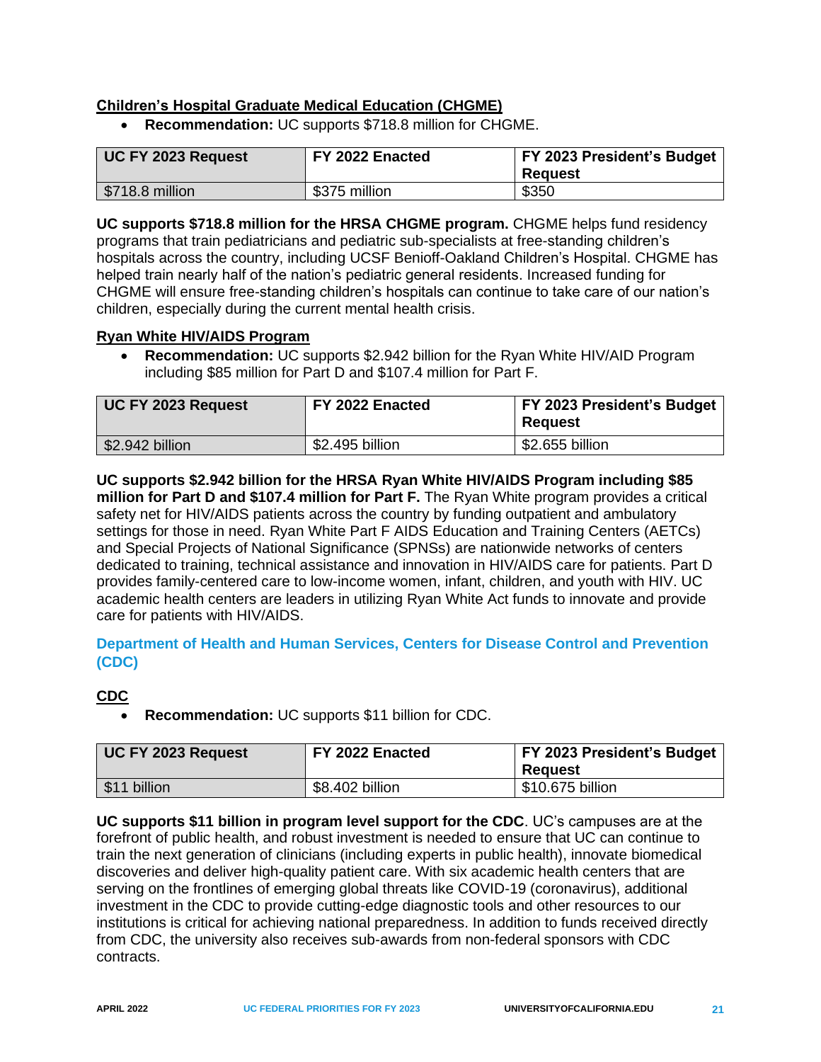**Children's Hospital Graduate Medical Education (CHGME)**

- **Recommendation:** UC supports $718.8 million for CHGME.

| UC FY 2023 Request | FY 2022 Enacted | FY 2023 President's Budget Request |
|---|---|---|
| $718.8 million | $375 million | $350 |

**UC supports $718.8 million for the HRSA CHGME program.** CHGME helps fund residency programs that train pediatricians and pediatric sub-specialists at free-standing children's hospitals across the country, including UCSF Benioff-Oakland Children's Hospital. CHGME has helped train nearly half of the nation's pediatric general residents. Increased funding for CHGME will ensure free-standing children's hospitals can continue to take care of our nation's children, especially during the current mental health crisis.

**Ryan White HIV/AIDS Program**

- **Recommendation:** UC supports $2.942 billion for the Ryan White HIV/AID Program including $85 million for Part D and $107.4 million for Part F.

| UC FY 2023 Request | FY 2022 Enacted | FY 2023 President's Budget Request |
|---|---|---|
| $2.942 billion | $2.495 billion | $2.655 billion |

**UC supports $2.942 billion for the HRSA Ryan White HIV/AIDS Program including $85 million for Part D and $107.4 million for Part F.** The Ryan White program provides a critical safety net for HIV/AIDS patients across the country by funding outpatient and ambulatory settings for those in need. Ryan White Part F AIDS Education and Training Centers (AETCs) and Special Projects of National Significance (SPNSs) are nationwide networks of centers dedicated to training, technical assistance and innovation in HIV/AIDS care for patients. Part D provides family-centered care to low-income women, infant, children, and youth with HIV. UC academic health centers are leaders in utilizing Ryan White Act funds to innovate and provide care for patients with HIV/AIDS.

## Department of Health and Human Services, Centers for Disease Control and Prevention (CDC)

**CDC**

- **Recommendation:** UC supports $11 billion for CDC.

| UC FY 2023 Request | FY 2022 Enacted | FY 2023 President's Budget Request |
|---|---|---|
| $11 billion | $8.402 billion | $10.675 billion |

**UC supports $11 billion in program level support for the CDC**. UC's campuses are at the forefront of public health, and robust investment is needed to ensure that UC can continue to train the next generation of clinicians (including experts in public health), innovate biomedical discoveries and deliver high-quality patient care. With six academic health centers that are serving on the frontlines of emerging global threats like COVID-19 (coronavirus), additional investment in the CDC to provide cutting-edge diagnostic tools and other resources to our institutions is critical for achieving national preparedness. In addition to funds received directly from CDC, the university also receives sub-awards from non-federal sponsors with CDC contracts.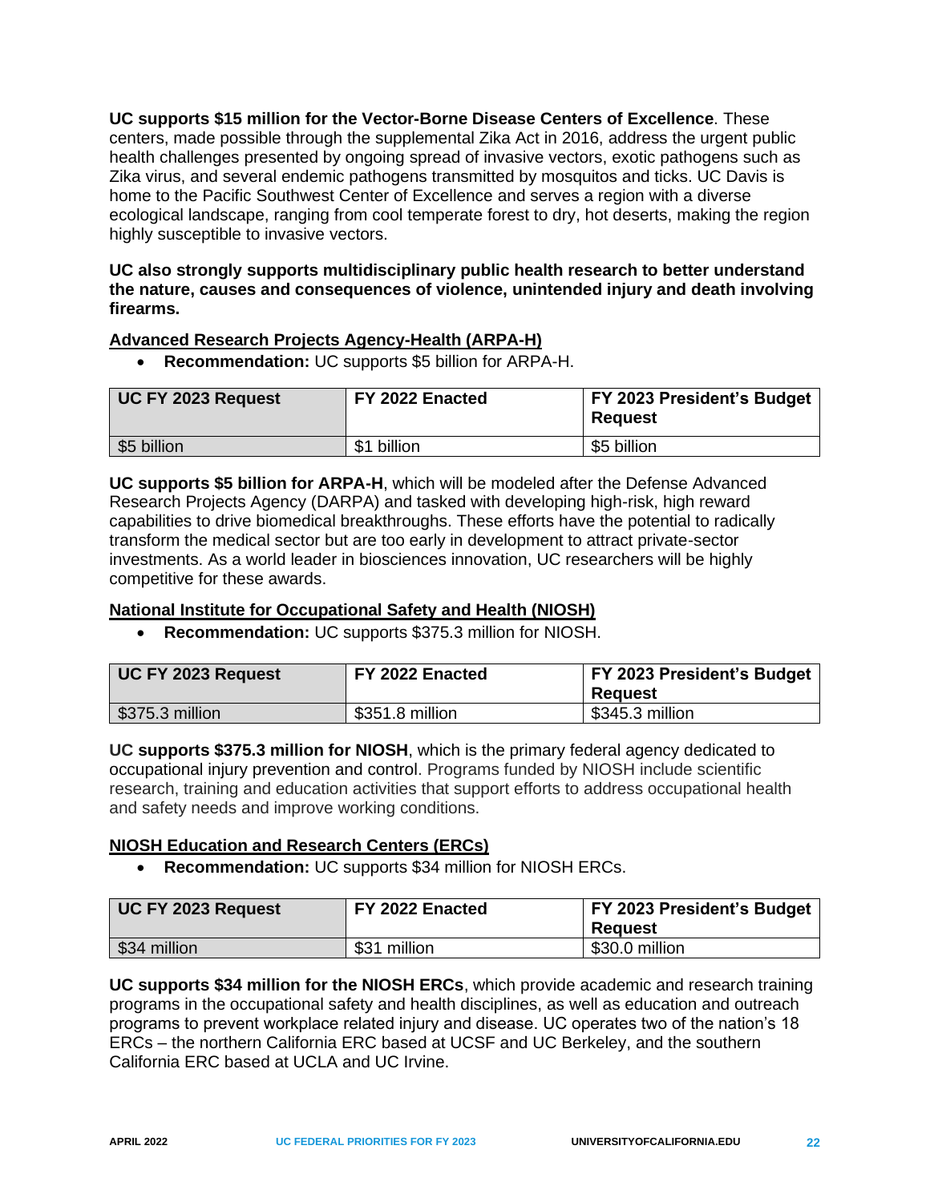**UC supports $15 million for the Vector-Borne Disease Centers of Excellence**. These centers, made possible through the supplemental Zika Act in 2016, address the urgent public health challenges presented by ongoing spread of invasive vectors, exotic pathogens such as Zika virus, and several endemic pathogens transmitted by mosquitos and ticks. UC Davis is home to the Pacific Southwest Center of Excellence and serves a region with a diverse ecological landscape, ranging from cool temperate forest to dry, hot deserts, making the region highly susceptible to invasive vectors.

**UC also strongly supports multidisciplinary public health research to better understand the nature, causes and consequences of violence, unintended injury and death involving firearms.**

## Advanced Research Projects Agency-Health (ARPA-H)

- **Recommendation:** UC supports $5 billion for ARPA-H.

| UC FY 2023 Request | FY 2022 Enacted | FY 2023 President's Budget Request |
|---|---|---|
| $5 billion | $1 billion | $5 billion |

**UC supports $5 billion for ARPA-H**, which will be modeled after the Defense Advanced Research Projects Agency (DARPA) and tasked with developing high-risk, high reward capabilities to drive biomedical breakthroughs. These efforts have the potential to radically transform the medical sector but are too early in development to attract private-sector investments. As a world leader in biosciences innovation, UC researchers will be highly competitive for these awards.

## National Institute for Occupational Safety and Health (NIOSH)

- **Recommendation:** UC supports $375.3 million for NIOSH.

| UC FY 2023 Request | FY 2022 Enacted | FY 2023 President's Budget Request |
|---|---|---|
| $375.3 million | $351.8 million | $345.3 million |

**UC supports $375.3 million for NIOSH**, which is the primary federal agency dedicated to occupational injury prevention and control. Programs funded by NIOSH include scientific research, training and education activities that support efforts to address occupational health and safety needs and improve working conditions.

## NIOSH Education and Research Centers (ERCs)

- **Recommendation:** UC supports $34 million for NIOSH ERCs.

| UC FY 2023 Request | FY 2022 Enacted | FY 2023 President's Budget Request |
|---|---|---|
| $34 million | $31 million | $30.0 million |

**UC supports $34 million for the NIOSH ERCs**, which provide academic and research training programs in the occupational safety and health disciplines, as well as education and outreach programs to prevent workplace related injury and disease. UC operates two of the nation's 18 ERCs – the northern California ERC based at UCSF and UC Berkeley, and the southern California ERC based at UCLA and UC Irvine.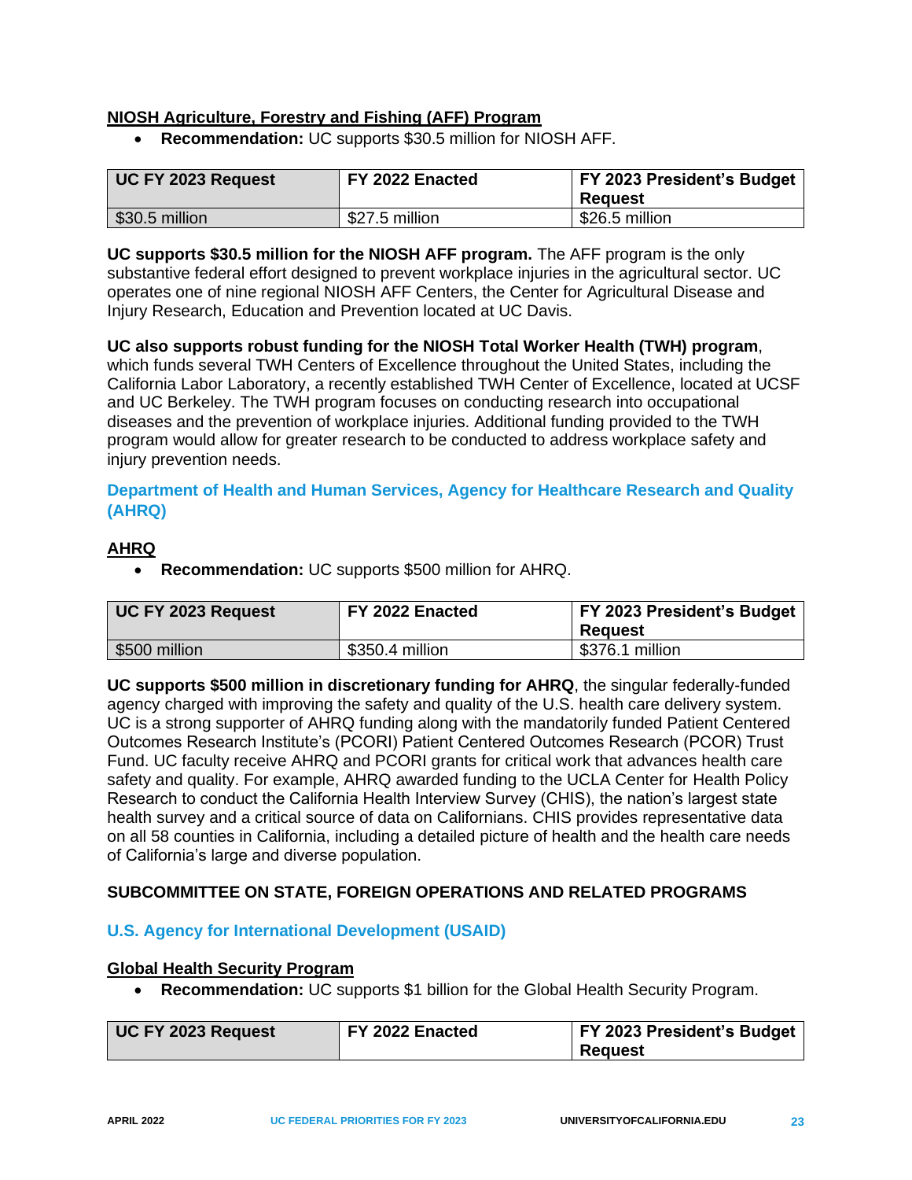#### NIOSH Agriculture, Forestry and Fishing (AFF) Program

- **Recommendation:** UC supports $30.5 million for NIOSH AFF.

| UC FY 2023 Request | FY 2022 Enacted | FY 2023 President's Budget Request |
|---|---|---|
| $30.5 million | $27.5 million | $26.5 million |

**UC supports $30.5 million for the NIOSH AFF program.** The AFF program is the only substantive federal effort designed to prevent workplace injuries in the agricultural sector. UC operates one of nine regional NIOSH AFF Centers, the Center for Agricultural Disease and Injury Research, Education and Prevention located at UC Davis.

**UC also supports robust funding for the NIOSH Total Worker Health (TWH) program**, which funds several TWH Centers of Excellence throughout the United States, including the California Labor Laboratory, a recently established TWH Center of Excellence, located at UCSF and UC Berkeley. The TWH program focuses on conducting research into occupational diseases and the prevention of workplace injuries. Additional funding provided to the TWH program would allow for greater research to be conducted to address workplace safety and injury prevention needs.

### Department of Health and Human Services, Agency for Healthcare Research and Quality (AHRQ)

#### AHRQ

- **Recommendation:** UC supports $500 million for AHRQ.

| UC FY 2023 Request | FY 2022 Enacted | FY 2023 President's Budget Request |
|---|---|---|
| $500 million | $350.4 million | $376.1 million |

**UC supports $500 million in discretionary funding for AHRQ**, the singular federally-funded agency charged with improving the safety and quality of the U.S. health care delivery system. UC is a strong supporter of AHRQ funding along with the mandatorily funded Patient Centered Outcomes Research Institute's (PCORI) Patient Centered Outcomes Research (PCOR) Trust Fund. UC faculty receive AHRQ and PCORI grants for critical work that advances health care safety and quality. For example, AHRQ awarded funding to the UCLA Center for Health Policy Research to conduct the California Health Interview Survey (CHIS), the nation's largest state health survey and a critical source of data on Californians. CHIS provides representative data on all 58 counties in California, including a detailed picture of health and the health care needs of California's large and diverse population.

## SUBCOMMITTEE ON STATE, FOREIGN OPERATIONS AND RELATED PROGRAMS

### U.S. Agency for International Development (USAID)

#### Global Health Security Program

- **Recommendation:** UC supports $1 billion for the Global Health Security Program.

| UC FY 2023 Request | FY 2022 Enacted | FY 2023 President's Budget Request |
|---|---|---|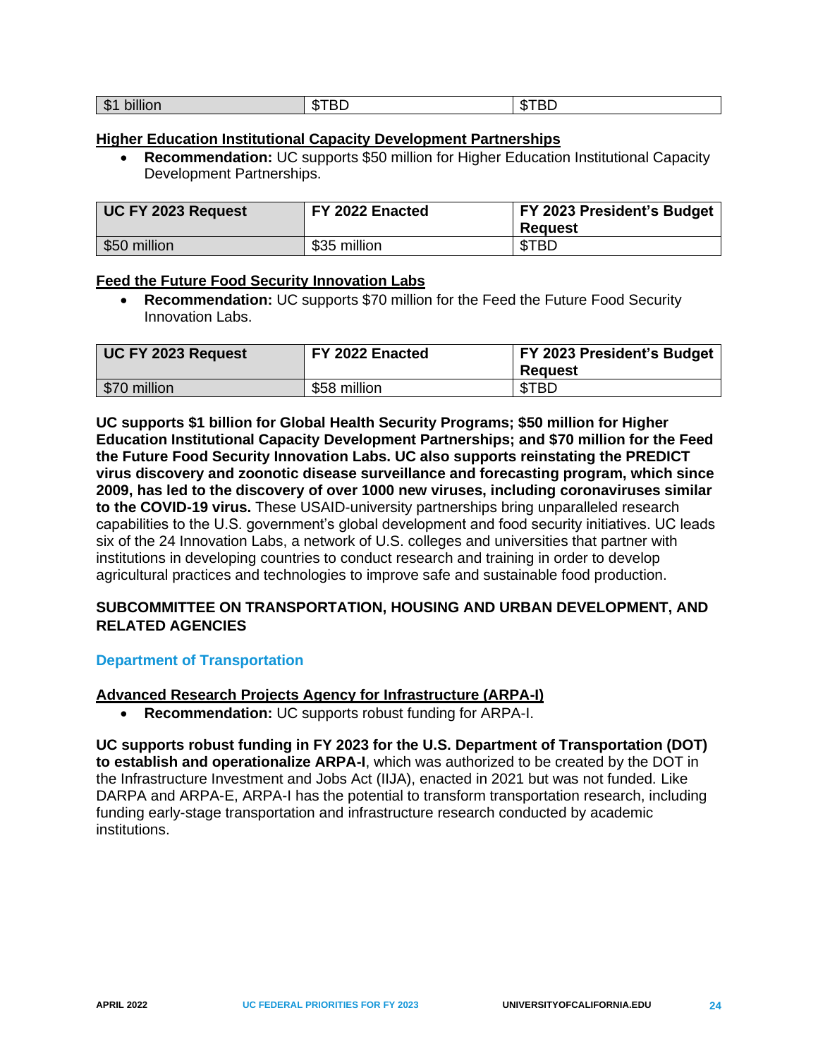| | | |
|---|---|---|
| $1 billion | $TBD | $TBD |

**Higher Education Institutional Capacity Development Partnerships**

- **Recommendation:** UC supports $50 million for Higher Education Institutional Capacity Development Partnerships.

| UC FY 2023 Request | FY 2022 Enacted | FY 2023 President's Budget Request |
|---|---|---|
| $50 million | $35 million | $TBD |

**Feed the Future Food Security Innovation Labs**

- **Recommendation:** UC supports $70 million for the Feed the Future Food Security Innovation Labs.

| UC FY 2023 Request | FY 2022 Enacted | FY 2023 President's Budget Request |
|---|---|---|
| $70 million | $58 million | $TBD |

**UC supports $1 billion for Global Health Security Programs; $50 million for Higher Education Institutional Capacity Development Partnerships; and $70 million for the Feed the Future Food Security Innovation Labs. UC also supports reinstating the PREDICT virus discovery and zoonotic disease surveillance and forecasting program, which since 2009, has led to the discovery of over 1000 new viruses, including coronaviruses similar to the COVID-19 virus.** These USAID-university partnerships bring unparalleled research capabilities to the U.S. government's global development and food security initiatives. UC leads six of the 24 Innovation Labs, a network of U.S. colleges and universities that partner with institutions in developing countries to conduct research and training in order to develop agricultural practices and technologies to improve safe and sustainable food production.

## SUBCOMMITTEE ON TRANSPORTATION, HOUSING AND URBAN DEVELOPMENT, AND RELATED AGENCIES

### Department of Transportation

**Advanced Research Projects Agency for Infrastructure (ARPA-I)**

- **Recommendation:** UC supports robust funding for ARPA-I.

**UC supports robust funding in FY 2023 for the U.S. Department of Transportation (DOT) to establish and operationalize ARPA-I**, which was authorized to be created by the DOT in the Infrastructure Investment and Jobs Act (IIJA), enacted in 2021 but was not funded. Like DARPA and ARPA-E, ARPA-I has the potential to transform transportation research, including funding early-stage transportation and infrastructure research conducted by academic institutions.